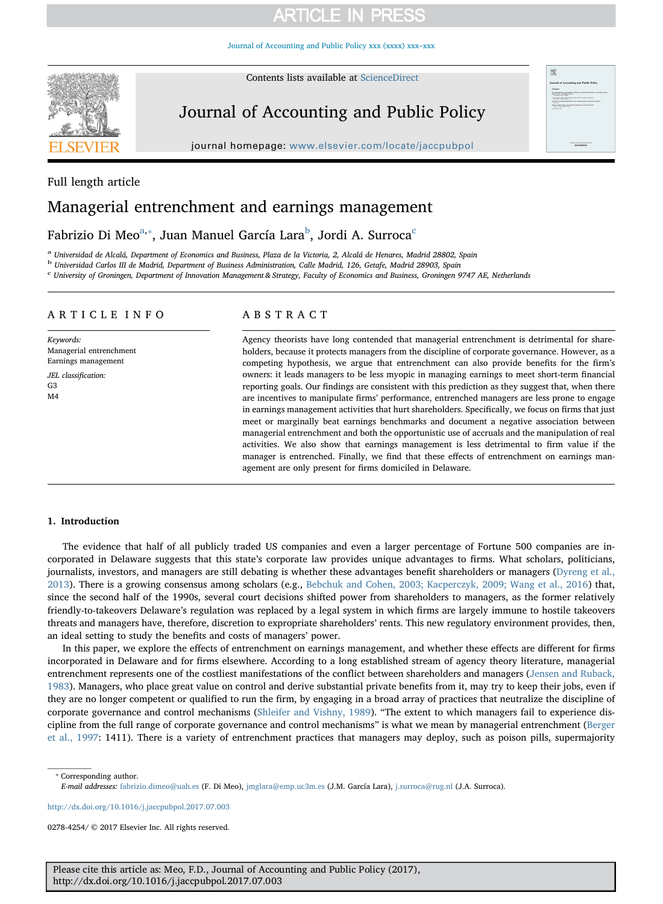Full length article

# Managerial entrenchment and earnings management

Fabrizio Di Meo[a,*], Juan Manuel García Lara[b], Jordi A. Surroca[c]

[a] Universidad de Alcalá, Department of Economics and Business, Plaza de la Victoria, 2, Alcalá de Henares, Madrid 28802, Spain

[b] Universidad Carlos III de Madrid, Department of Business Administration, Calle Madrid, 126, Getafe, Madrid 28903, Spain

[c] University of Groningen, Department of Innovation Management & Strategy, Faculty of Economics and Business, Groningen 9747 AE, Netherlands

## ARTICLE INFO

*Keywords:*
Managerial entrenchment
Earnings management

*JEL classification:*
G3
M4

## ABSTRACT

Agency theorists have long contended that managerial entrenchment is detrimental for shareholders, because it protects managers from the discipline of corporate governance. However, as a competing hypothesis, we argue that entrenchment can also provide benefits for the firm's owners: it leads managers to be less myopic in managing earnings to meet short-term financial reporting goals. Our findings are consistent with this prediction as they suggest that, when there are incentives to manipulate firms' performance, entrenched managers are less prone to engage in earnings management activities that hurt shareholders. Specifically, we focus on firms that just meet or marginally beat earnings benchmarks and document a negative association between managerial entrenchment and both the opportunistic use of accruals and the manipulation of real activities. We also show that earnings management is less detrimental to firm value if the manager is entrenched. Finally, we find that these effects of entrenchment on earnings management are only present for firms domiciled in Delaware.

## 1. Introduction

The evidence that half of all publicly traded US companies and even a larger percentage of Fortune 500 companies are incorporated in Delaware suggests that this state's corporate law provides unique advantages to firms. What scholars, politicians, journalists, investors, and managers are still debating is whether these advantages benefit shareholders or managers (Dyreng et al., 2013). There is a growing consensus among scholars (e.g., Bebchuk and Cohen, 2003; Kacperczyk, 2009; Wang et al., 2016) that, since the second half of the 1990s, several court decisions shifted power from shareholders to managers, as the former relatively friendly-to-takeovers Delaware's regulation was replaced by a legal system in which firms are largely immune to hostile takeovers threats and managers have, therefore, discretion to expropriate shareholders' rents. This new regulatory environment provides, then, an ideal setting to study the benefits and costs of managers' power.

In this paper, we explore the effects of entrenchment on earnings management, and whether these effects are different for firms incorporated in Delaware and for firms elsewhere. According to a long established stream of agency theory literature, managerial entrenchment represents one of the costliest manifestations of the conflict between shareholders and managers (Jensen and Ruback, 1983). Managers, who place great value on control and derive substantial private benefits from it, may try to keep their jobs, even if they are no longer competent or qualified to run the firm, by engaging in a broad array of practices that neutralize the discipline of corporate governance and control mechanisms (Shleifer and Vishny, 1989). "The extent to which managers fail to experience discipline from the full range of corporate governance and control mechanisms" is what we mean by managerial entrenchment (Berger et al., 1997: 1411). There is a variety of entrenchment practices that managers may deploy, such as poison pills, supermajority

---

\* Corresponding author.
*E-mail addresses:* fabrizio.dimeo@uah.es (F. Di Meo), jmglara@emp.uc3m.es (J.M. García Lara), j.surroca@rug.nl (J.A. Surroca).

http://dx.doi.org/10.1016/j.jaccpubpol.2017.07.003

0278-4254/ © 2017 Elsevier Inc. All rights reserved.

Please cite this article as: Meo, F.D., Journal of Accounting and Public Policy (2017), http://dx.doi.org/10.1016/j.jaccpubpol.2017.07.003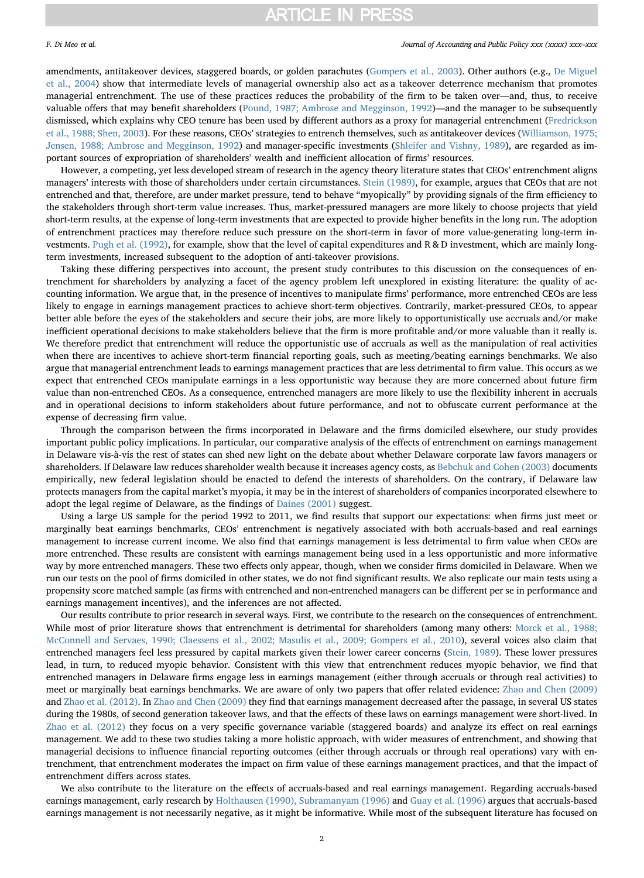amendments, antitakeover devices, staggered boards, or golden parachutes (Gompers et al., 2003). Other authors (e.g., De Miguel et al., 2004) show that intermediate levels of managerial ownership also act as a takeover deterrence mechanism that promotes managerial entrenchment. The use of these practices reduces the probability of the firm to be taken over—and, thus, to receive valuable offers that may benefit shareholders (Pound, 1987; Ambrose and Megginson, 1992)—and the manager to be subsequently dismissed, which explains why CEO tenure has been used by different authors as a proxy for managerial entrenchment (Fredrickson et al., 1988; Shen, 2003). For these reasons, CEOs' strategies to entrench themselves, such as antitakeover devices (Williamson, 1975; Jensen, 1988; Ambrose and Megginson, 1992) and manager-specific investments (Shleifer and Vishny, 1989), are regarded as important sources of expropriation of shareholders' wealth and inefficient allocation of firms' resources.

However, a competing, yet less developed stream of research in the agency theory literature states that CEOs' entrenchment aligns managers' interests with those of shareholders under certain circumstances. Stein (1989), for example, argues that CEOs that are not entrenched and that, therefore, are under market pressure, tend to behave "myopically" by providing signals of the firm efficiency to the stakeholders through short-term value increases. Thus, market-pressured managers are more likely to choose projects that yield short-term results, at the expense of long-term investments that are expected to provide higher benefits in the long run. The adoption of entrenchment practices may therefore reduce such pressure on the short-term in favor of more value-generating long-term investments. Pugh et al. (1992), for example, show that the level of capital expenditures and R & D investment, which are mainly long-term investments, increased subsequent to the adoption of anti-takeover provisions.

Taking these differing perspectives into account, the present study contributes to this discussion on the consequences of entrenchment for shareholders by analyzing a facet of the agency problem left unexplored in existing literature: the quality of accounting information. We argue that, in the presence of incentives to manipulate firms' performance, more entrenched CEOs are less likely to engage in earnings management practices to achieve short-term objectives. Contrarily, market-pressured CEOs, to appear better able before the eyes of the stakeholders and secure their jobs, are more likely to opportunistically use accruals and/or make inefficient operational decisions to make stakeholders believe that the firm is more profitable and/or more valuable than it really is. We therefore predict that entrenchment will reduce the opportunistic use of accruals as well as the manipulation of real activities when there are incentives to achieve short-term financial reporting goals, such as meeting/beating earnings benchmarks. We also argue that managerial entrenchment leads to earnings management practices that are less detrimental to firm value. This occurs as we expect that entrenched CEOs manipulate earnings in a less opportunistic way because they are more concerned about future firm value than non-entrenched CEOs. As a consequence, entrenched managers are more likely to use the flexibility inherent in accruals and in operational decisions to inform stakeholders about future performance, and not to obfuscate current performance at the expense of decreasing firm value.

Through the comparison between the firms incorporated in Delaware and the firms domiciled elsewhere, our study provides important public policy implications. In particular, our comparative analysis of the effects of entrenchment on earnings management in Delaware vis-à-vis the rest of states can shed new light on the debate about whether Delaware corporate law favors managers or shareholders. If Delaware law reduces shareholder wealth because it increases agency costs, as Bebchuk and Cohen (2003) documents empirically, new federal legislation should be enacted to defend the interests of shareholders. On the contrary, if Delaware law protects managers from the capital market's myopia, it may be in the interest of shareholders of companies incorporated elsewhere to adopt the legal regime of Delaware, as the findings of Daines (2001) suggest.

Using a large US sample for the period 1992 to 2011, we find results that support our expectations: when firms just meet or marginally beat earnings benchmarks, CEOs' entrenchment is negatively associated with both accruals-based and real earnings management to increase current income. We also find that earnings management is less detrimental to firm value when CEOs are more entrenched. These results are consistent with earnings management being used in a less opportunistic and more informative way by more entrenched managers. These two effects only appear, though, when we consider firms domiciled in Delaware. When we run our tests on the pool of firms domiciled in other states, we do not find significant results. We also replicate our main tests using a propensity score matched sample (as firms with entrenched and non-entrenched managers can be different per se in performance and earnings management incentives), and the inferences are not affected.

Our results contribute to prior research in several ways. First, we contribute to the research on the consequences of entrenchment. While most of prior literature shows that entrenchment is detrimental for shareholders (among many others: Morck et al., 1988; McConnell and Servaes, 1990; Claessens et al., 2002; Masulis et al., 2009; Gompers et al., 2010), several voices also claim that entrenched managers feel less pressured by capital markets given their lower career concerns (Stein, 1989). These lower pressures lead, in turn, to reduced myopic behavior. Consistent with this view that entrenchment reduces myopic behavior, we find that entrenched managers in Delaware firms engage less in earnings management (either through accruals or through real activities) to meet or marginally beat earnings benchmarks. We are aware of only two papers that offer related evidence: Zhao and Chen (2009) and Zhao et al. (2012). In Zhao and Chen (2009) they find that earnings management decreased after the passage, in several US states during the 1980s, of second generation takeover laws, and that the effects of these laws on earnings management were short-lived. In Zhao et al. (2012) they focus on a very specific governance variable (staggered boards) and analyze its effect on real earnings management. We add to these two studies taking a more holistic approach, with wider measures of entrenchment, and showing that managerial decisions to influence financial reporting outcomes (either through accruals or through real operations) vary with entrenchment, that entrenchment moderates the impact on firm value of these earnings management practices, and that the impact of entrenchment differs across states.

We also contribute to the literature on the effects of accruals-based and real earnings management. Regarding accruals-based earnings management, early research by Holthausen (1990), Subramanyam (1996) and Guay et al. (1996) argues that accruals-based earnings management is not necessarily negative, as it might be informative. While most of the subsequent literature has focused on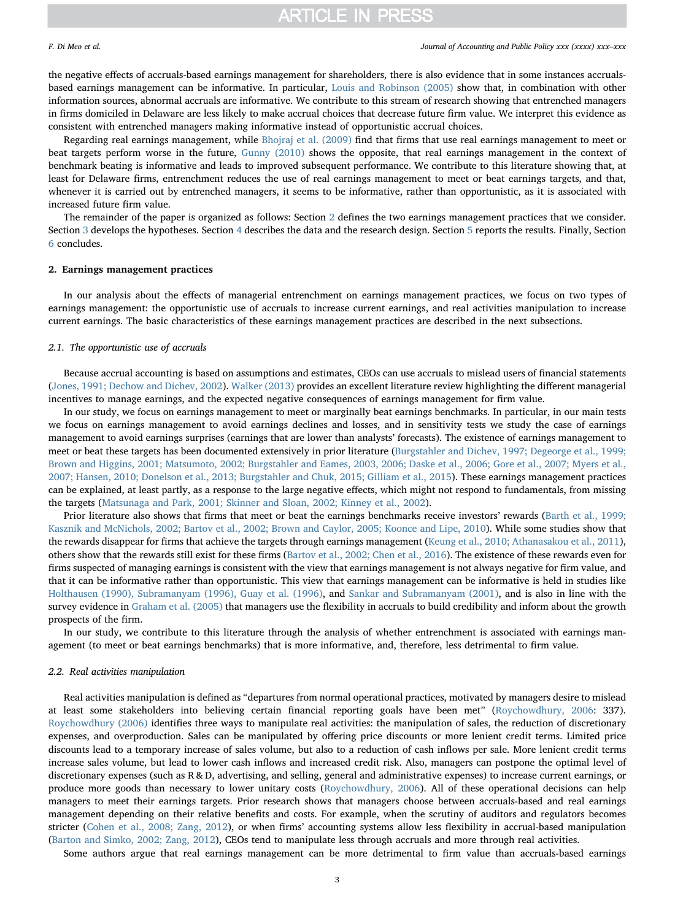the negative effects of accruals-based earnings management for shareholders, there is also evidence that in some instances accruals-based earnings management can be informative. In particular, Louis and Robinson (2005) show that, in combination with other information sources, abnormal accruals are informative. We contribute to this stream of research showing that entrenched managers in firms domiciled in Delaware are less likely to make accrual choices that decrease future firm value. We interpret this evidence as consistent with entrenched managers making informative instead of opportunistic accrual choices.

Regarding real earnings management, while Bhojraj et al. (2009) find that firms that use real earnings management to meet or beat targets perform worse in the future, Gunny (2010) shows the opposite, that real earnings management in the context of benchmark beating is informative and leads to improved subsequent performance. We contribute to this literature showing that, at least for Delaware firms, entrenchment reduces the use of real earnings management to meet or beat earnings targets, and that, whenever it is carried out by entrenched managers, it seems to be informative, rather than opportunistic, as it is associated with increased future firm value.

The remainder of the paper is organized as follows: Section 2 defines the two earnings management practices that we consider. Section 3 develops the hypotheses. Section 4 describes the data and the research design. Section 5 reports the results. Finally, Section 6 concludes.

## 2. Earnings management practices

In our analysis about the effects of managerial entrenchment on earnings management practices, we focus on two types of earnings management: the opportunistic use of accruals to increase current earnings, and real activities manipulation to increase current earnings. The basic characteristics of these earnings management practices are described in the next subsections.

### 2.1. The opportunistic use of accruals

Because accrual accounting is based on assumptions and estimates, CEOs can use accruals to mislead users of financial statements (Jones, 1991; Dechow and Dichev, 2002). Walker (2013) provides an excellent literature review highlighting the different managerial incentives to manage earnings, and the expected negative consequences of earnings management for firm value.

In our study, we focus on earnings management to meet or marginally beat earnings benchmarks. In particular, in our main tests we focus on earnings management to avoid earnings declines and losses, and in sensitivity tests we study the case of earnings management to avoid earnings surprises (earnings that are lower than analysts' forecasts). The existence of earnings management to meet or beat these targets has been documented extensively in prior literature (Burgstahler and Dichev, 1997; Degeorge et al., 1999; Brown and Higgins, 2001; Matsumoto, 2002; Burgstahler and Eames, 2003, 2006; Daske et al., 2006; Gore et al., 2007; Myers et al., 2007; Hansen, 2010; Donelson et al., 2013; Burgstahler and Chuk, 2015; Gilliam et al., 2015). These earnings management practices can be explained, at least partly, as a response to the large negative effects, which might not respond to fundamentals, from missing the targets (Matsunaga and Park, 2001; Skinner and Sloan, 2002; Kinney et al., 2002).

Prior literature also shows that firms that meet or beat the earnings benchmarks receive investors' rewards (Barth et al., 1999; Kasznik and McNichols, 2002; Bartov et al., 2002; Brown and Caylor, 2005; Koonce and Lipe, 2010). While some studies show that the rewards disappear for firms that achieve the targets through earnings management (Keung et al., 2010; Athanasakou et al., 2011), others show that the rewards still exist for these firms (Bartov et al., 2002; Chen et al., 2016). The existence of these rewards even for firms suspected of managing earnings is consistent with the view that earnings management is not always negative for firm value, and that it can be informative rather than opportunistic. This view that earnings management can be informative is held in studies like Holthausen (1990), Subramanyam (1996), Guay et al. (1996), and Sankar and Subramanyam (2001), and is also in line with the survey evidence in Graham et al. (2005) that managers use the flexibility in accruals to build credibility and inform about the growth prospects of the firm.

In our study, we contribute to this literature through the analysis of whether entrenchment is associated with earnings management (to meet or beat earnings benchmarks) that is more informative, and, therefore, less detrimental to firm value.

### 2.2. Real activities manipulation

Real activities manipulation is defined as "departures from normal operational practices, motivated by managers desire to mislead at least some stakeholders into believing certain financial reporting goals have been met" (Roychowdhury, 2006: 337). Roychowdhury (2006) identifies three ways to manipulate real activities: the manipulation of sales, the reduction of discretionary expenses, and overproduction. Sales can be manipulated by offering price discounts or more lenient credit terms. Limited price discounts lead to a temporary increase of sales volume, but also to a reduction of cash inflows per sale. More lenient credit terms increase sales volume, but lead to lower cash inflows and increased credit risk. Also, managers can postpone the optimal level of discretionary expenses (such as R & D, advertising, and selling, general and administrative expenses) to increase current earnings, or produce more goods than necessary to lower unitary costs (Roychowdhury, 2006). All of these operational decisions can help managers to meet their earnings targets. Prior research shows that managers choose between accruals-based and real earnings management depending on their relative benefits and costs. For example, when the scrutiny of auditors and regulators becomes stricter (Cohen et al., 2008; Zang, 2012), or when firms' accounting systems allow less flexibility in accrual-based manipulation (Barton and Simko, 2002; Zang, 2012), CEOs tend to manipulate less through accruals and more through real activities.

Some authors argue that real earnings management can be more detrimental to firm value than accruals-based earnings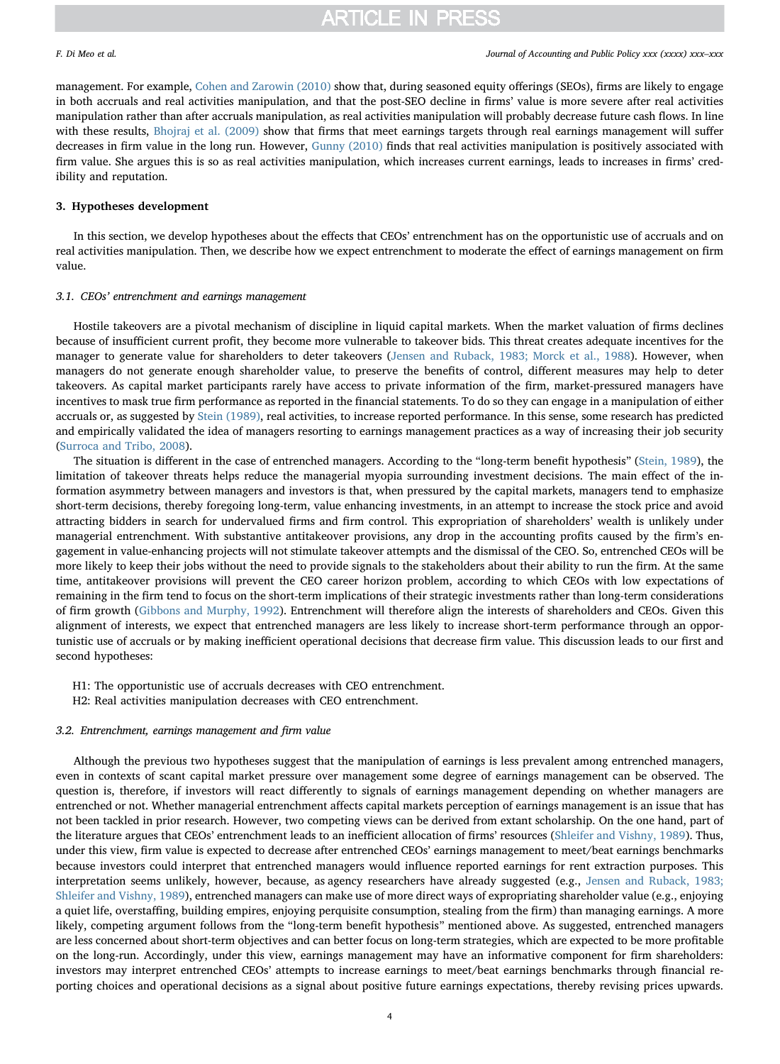management. For example, Cohen and Zarowin (2010) show that, during seasoned equity offerings (SEOs), firms are likely to engage in both accruals and real activities manipulation, and that the post-SEO decline in firms' value is more severe after real activities manipulation rather than after accruals manipulation, as real activities manipulation will probably decrease future cash flows. In line with these results, Bhojraj et al. (2009) show that firms that meet earnings targets through real earnings management will suffer decreases in firm value in the long run. However, Gunny (2010) finds that real activities manipulation is positively associated with firm value. She argues this is so as real activities manipulation, which increases current earnings, leads to increases in firms' credibility and reputation.

## 3. Hypotheses development

In this section, we develop hypotheses about the effects that CEOs' entrenchment has on the opportunistic use of accruals and on real activities manipulation. Then, we describe how we expect entrenchment to moderate the effect of earnings management on firm value.

### 3.1. CEOs' entrenchment and earnings management

Hostile takeovers are a pivotal mechanism of discipline in liquid capital markets. When the market valuation of firms declines because of insufficient current profit, they become more vulnerable to takeover bids. This threat creates adequate incentives for the manager to generate value for shareholders to deter takeovers (Jensen and Ruback, 1983; Morck et al., 1988). However, when managers do not generate enough shareholder value, to preserve the benefits of control, different measures may help to deter takeovers. As capital market participants rarely have access to private information of the firm, market-pressured managers have incentives to mask true firm performance as reported in the financial statements. To do so they can engage in a manipulation of either accruals or, as suggested by Stein (1989), real activities, to increase reported performance. In this sense, some research has predicted and empirically validated the idea of managers resorting to earnings management practices as a way of increasing their job security (Surroca and Tribo, 2008).

The situation is different in the case of entrenched managers. According to the "long-term benefit hypothesis" (Stein, 1989), the limitation of takeover threats helps reduce the managerial myopia surrounding investment decisions. The main effect of the information asymmetry between managers and investors is that, when pressured by the capital markets, managers tend to emphasize short-term decisions, thereby foregoing long-term, value enhancing investments, in an attempt to increase the stock price and avoid attracting bidders in search for undervalued firms and firm control. This expropriation of shareholders' wealth is unlikely under managerial entrenchment. With substantive antitakeover provisions, any drop in the accounting profits caused by the firm's engagement in value-enhancing projects will not stimulate takeover attempts and the dismissal of the CEO. So, entrenched CEOs will be more likely to keep their jobs without the need to provide signals to the stakeholders about their ability to run the firm. At the same time, antitakeover provisions will prevent the CEO career horizon problem, according to which CEOs with low expectations of remaining in the firm tend to focus on the short-term implications of their strategic investments rather than long-term considerations of firm growth (Gibbons and Murphy, 1992). Entrenchment will therefore align the interests of shareholders and CEOs. Given this alignment of interests, we expect that entrenched managers are less likely to increase short-term performance through an opportunistic use of accruals or by making inefficient operational decisions that decrease firm value. This discussion leads to our first and second hypotheses:

H1: The opportunistic use of accruals decreases with CEO entrenchment.
H2: Real activities manipulation decreases with CEO entrenchment.

### 3.2. Entrenchment, earnings management and firm value

Although the previous two hypotheses suggest that the manipulation of earnings is less prevalent among entrenched managers, even in contexts of scant capital market pressure over management some degree of earnings management can be observed. The question is, therefore, if investors will react differently to signals of earnings management depending on whether managers are entrenched or not. Whether managerial entrenchment affects capital markets perception of earnings management is an issue that has not been tackled in prior research. However, two competing views can be derived from extant scholarship. On the one hand, part of the literature argues that CEOs' entrenchment leads to an inefficient allocation of firms' resources (Shleifer and Vishny, 1989). Thus, under this view, firm value is expected to decrease after entrenched CEOs' earnings management to meet/beat earnings benchmarks because investors could interpret that entrenched managers would influence reported earnings for rent extraction purposes. This interpretation seems unlikely, however, because, as agency researchers have already suggested (e.g., Jensen and Ruback, 1983; Shleifer and Vishny, 1989), entrenched managers can make use of more direct ways of expropriating shareholder value (e.g., enjoying a quiet life, overstaffing, building empires, enjoying perquisite consumption, stealing from the firm) than managing earnings. A more likely, competing argument follows from the "long-term benefit hypothesis" mentioned above. As suggested, entrenched managers are less concerned about short-term objectives and can better focus on long-term strategies, which are expected to be more profitable on the long-run. Accordingly, under this view, earnings management may have an informative component for firm shareholders: investors may interpret entrenched CEOs' attempts to increase earnings to meet/beat earnings benchmarks through financial reporting choices and operational decisions as a signal about positive future earnings expectations, thereby revising prices upwards.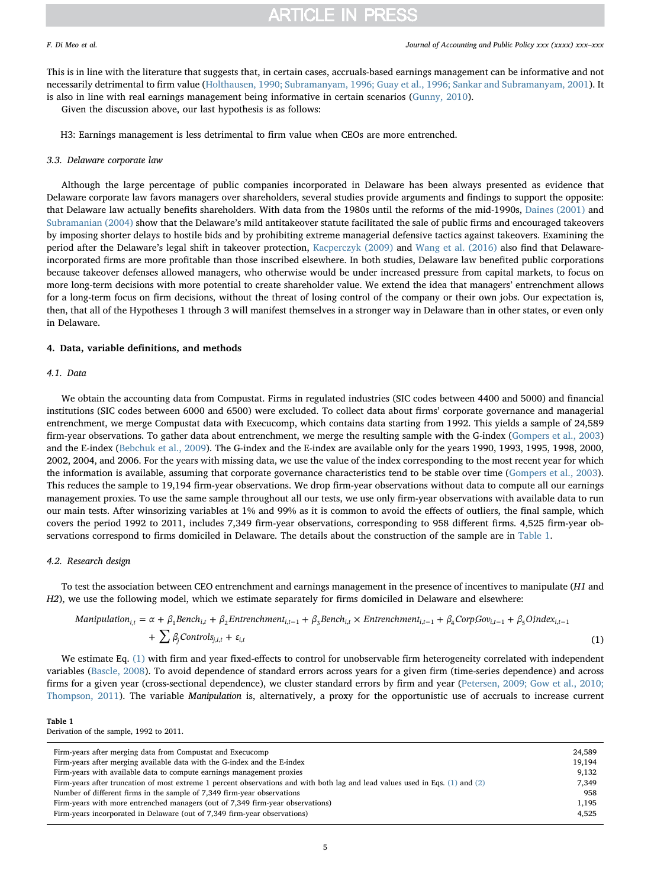This is in line with the literature that suggests that, in certain cases, accruals-based earnings management can be informative and not necessarily detrimental to firm value (Holthausen, 1990; Subramanyam, 1996; Guay et al., 1996; Sankar and Subramanyam, 2001). It is also in line with real earnings management being informative in certain scenarios (Gunny, 2010).

Given the discussion above, our last hypothesis is as follows:

H3: Earnings management is less detrimental to firm value when CEOs are more entrenched.

### 3.3. Delaware corporate law

Although the large percentage of public companies incorporated in Delaware has been always presented as evidence that Delaware corporate law favors managers over shareholders, several studies provide arguments and findings to support the opposite: that Delaware law actually benefits shareholders. With data from the 1980s until the reforms of the mid-1990s, Daines (2001) and Subramanian (2004) show that the Delaware's mild antitakeover statute facilitated the sale of public firms and encouraged takeovers by imposing shorter delays to hostile bids and by prohibiting extreme managerial defensive tactics against takeovers. Examining the period after the Delaware's legal shift in takeover protection, Kacperczyk (2009) and Wang et al. (2016) also find that Delaware-incorporated firms are more profitable than those inscribed elsewhere. In both studies, Delaware law benefited public corporations because takeover defenses allowed managers, who otherwise would be under increased pressure from capital markets, to focus on more long-term decisions with more potential to create shareholder value. We extend the idea that managers' entrenchment allows for a long-term focus on firm decisions, without the threat of losing control of the company or their own jobs. Our expectation is, then, that all of the Hypotheses 1 through 3 will manifest themselves in a stronger way in Delaware than in other states, or even only in Delaware.

## 4. Data, variable definitions, and methods

### 4.1. Data

We obtain the accounting data from Compustat. Firms in regulated industries (SIC codes between 4400 and 5000) and financial institutions (SIC codes between 6000 and 6500) were excluded. To collect data about firms' corporate governance and managerial entrenchment, we merge Compustat data with Execucomp, which contains data starting from 1992. This yields a sample of 24,589 firm-year observations. To gather data about entrenchment, we merge the resulting sample with the G-index (Gompers et al., 2003) and the E-index (Bebchuk et al., 2009). The G-index and the E-index are available only for the years 1990, 1993, 1995, 1998, 2000, 2002, 2004, and 2006. For the years with missing data, we use the value of the index corresponding to the most recent year for which the information is available, assuming that corporate governance characteristics tend to be stable over time (Gompers et al., 2003). This reduces the sample to 19,194 firm-year observations. We drop firm-year observations without data to compute all our earnings management proxies. To use the same sample throughout all our tests, we use only firm-year observations with available data to run our main tests. After winsorizing variables at 1% and 99% as it is common to avoid the effects of outliers, the final sample, which covers the period 1992 to 2011, includes 7,349 firm-year observations, corresponding to 958 different firms. 4,525 firm-year observations correspond to firms domiciled in Delaware. The details about the construction of the sample are in Table 1.

### 4.2. Research design

To test the association between CEO entrenchment and earnings management in the presence of incentives to manipulate (*H1* and *H2*), we use the following model, which we estimate separately for firms domiciled in Delaware and elsewhere:

$$Manipulation_{i,t} = \alpha + \beta_1 Bench_{i,t} + \beta_2 Entrenchment_{i,t-1} + \beta_3 Bench_{i,t} \times Entrenchment_{i,t-1} + \beta_4 CorpGov_{i,t-1} + \beta_5 Oindex_{i,t-1} + \sum \beta_j Controls_{j,i,t} + \varepsilon_{i,t} \quad (1)$$

We estimate Eq. (1) with firm and year fixed-effects to control for unobservable firm heterogeneity correlated with independent variables (Bascle, 2008). To avoid dependence of standard errors across years for a given firm (time-series dependence) and across firms for a given year (cross-sectional dependence), we cluster standard errors by firm and year (Petersen, 2009; Gow et al., 2010; Thompson, 2011). The variable *Manipulation* is, alternatively, a proxy for the opportunistic use of accruals to increase current

**Table 1**
Derivation of the sample, 1992 to 2011.

| | |
|---|---|
| Firm-years after merging data from Compustat and Execucomp | 24,589 |
| Firm-years after merging available data with the G-index and the E-index | 19,194 |
| Firm-years with available data to compute earnings management proxies | 9,132 |
| Firm-years after truncation of most extreme 1 percent observations and with both lag and lead values used in Eqs. (1) and (2) | 7,349 |
| Number of different firms in the sample of 7,349 firm-year observations | 958 |
| Firm-years with more entrenched managers (out of 7,349 firm-year observations) | 1,195 |
| Firm-years incorporated in Delaware (out of 7,349 firm-year observations) | 4,525 |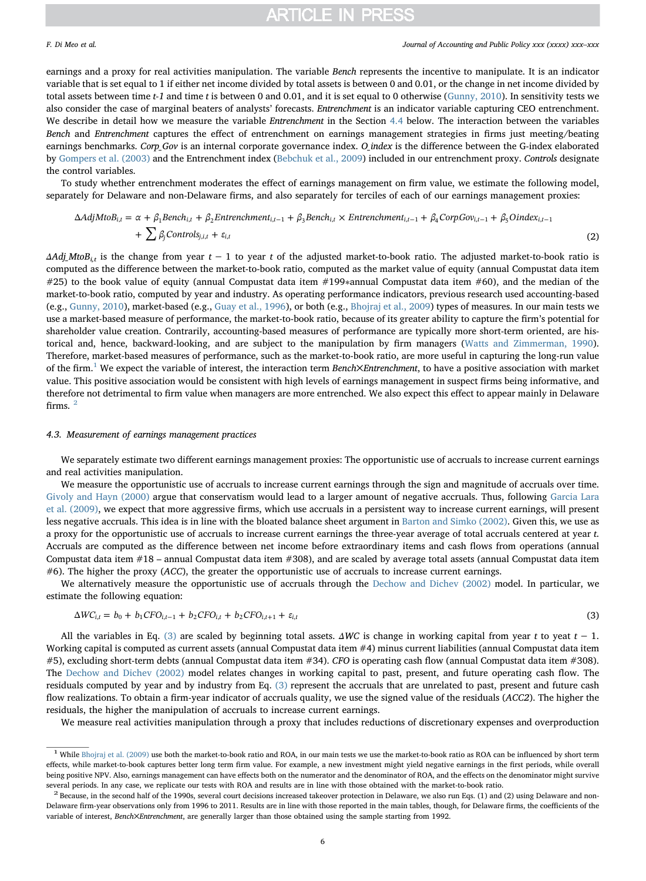earnings and a proxy for real activities manipulation. The variable *Bench* represents the incentive to manipulate. It is an indicator variable that is set equal to 1 if either net income divided by total assets is between 0 and 0.01, or the change in net income divided by total assets between time *t-1* and time *t* is between 0 and 0.01, and it is set equal to 0 otherwise (Gunny, 2010). In sensitivity tests we also consider the case of marginal beaters of analysts' forecasts. *Entrenchment* is an indicator variable capturing CEO entrenchment. We describe in detail how we measure the variable *Entrenchment* in the Section 4.4 below. The interaction between the variables *Bench* and *Entrenchment* captures the effect of entrenchment on earnings management strategies in firms just meeting/beating earnings benchmarks. *Corp_Gov* is an internal corporate governance index. *O_index* is the difference between the G-index elaborated by Gompers et al. (2003) and the Entrenchment index (Bebchuk et al., 2009) included in our entrenchment proxy. *Controls* designate the control variables.

To study whether entrenchment moderates the effect of earnings management on firm value, we estimate the following model, separately for Delaware and non-Delaware firms, and also separately for terciles of each of our earnings management proxies:

$$\Delta AdjMtoB_{i,t} = \alpha + \beta_1 Bench_{i,t} + \beta_2 Entrenchment_{i,t-1} + \beta_3 Bench_{i,t} \times Entrenchment_{i,t-1} + \beta_4 CorpGov_{i,t-1} + \beta_5 Oindex_{i,t-1} + \sum \beta_j Controls_{j,i,t} + \varepsilon_{i,t} \tag{2}$$

$\Delta Adj\_MtoB_{i,t}$ is the change from year $t-1$ to year $t$ of the adjusted market-to-book ratio. The adjusted market-to-book ratio is computed as the difference between the market-to-book ratio, computed as the market value of equity (annual Compustat data item #25) to the book value of equity (annual Compustat data item #199*annual Compustat data item #60), and the median of the market-to-book ratio, computed by year and industry. As operating performance indicators, previous research used accounting-based (e.g., Gunny, 2010), market-based (e.g., Guay et al., 1996), or both (e.g., Bhojraj et al., 2009) types of measures. In our main tests we use a market-based measure of performance, the market-to-book ratio, because of its greater ability to capture the firm's potential for shareholder value creation. Contrarily, accounting-based measures of performance are typically more short-term oriented, are historical and, hence, backward-looking, and are subject to the manipulation by firm managers (Watts and Zimmerman, 1990). Therefore, market-based measures of performance, such as the market-to-book ratio, are more useful in capturing the long-run value of the firm.[1] We expect the variable of interest, the interaction term *Bench×Entrenchment*, to have a positive association with market value. This positive association would be consistent with high levels of earnings management in suspect firms being informative, and therefore not detrimental to firm value when managers are more entrenched. We also expect this effect to appear mainly in Delaware firms.[2]

### 4.3. Measurement of earnings management practices

We separately estimate two different earnings management proxies: The opportunistic use of accruals to increase current earnings and real activities manipulation.

We measure the opportunistic use of accruals to increase current earnings through the sign and magnitude of accruals over time. Givoly and Hayn (2000) argue that conservatism would lead to a larger amount of negative accruals. Thus, following Garcia Lara et al. (2009), we expect that more aggressive firms, which use accruals in a persistent way to increase current earnings, will present less negative accruals. This idea is in line with the bloated balance sheet argument in Barton and Simko (2002). Given this, we use as a proxy for the opportunistic use of accruals to increase current earnings the three-year average of total accruals centered at year *t*. Accruals are computed as the difference between net income before extraordinary items and cash flows from operations (annual Compustat data item #18 – annual Compustat data item #308), and are scaled by average total assets (annual Compustat data item #6). The higher the proxy (*ACC*), the greater the opportunistic use of accruals to increase current earnings.

We alternatively measure the opportunistic use of accruals through the Dechow and Dichev (2002) model. In particular, we estimate the following equation:

$$\Delta WC_{i,t} = b_0 + b_1 CFO_{i,t-1} + b_2 CFO_{i,t} + b_2 CFO_{i,t+1} + \varepsilon_{i,t} \tag{3}$$

All the variables in Eq. (3) are scaled by beginning total assets. $\Delta WC$ is change in working capital from year $t$ to yeat $t-1$. Working capital is computed as current assets (annual Compustat data item #4) minus current liabilities (annual Compustat data item #5), excluding short-term debts (annual Compustat data item #34). *CFO* is operating cash flow (annual Compustat data item #308). The Dechow and Dichev (2002) model relates changes in working capital to past, present, and future operating cash flow. The residuals computed by year and by industry from Eq. (3) represent the accruals that are unrelated to past, present and future cash flow realizations. To obtain a firm-year indicator of accruals quality, we use the signed value of the residuals (*ACC2*). The higher the residuals, the higher the manipulation of accruals to increase current earnings.

We measure real activities manipulation through a proxy that includes reductions of discretionary expenses and overproduction

---

[1] While Bhojraj et al. (2009) use both the market-to-book ratio and ROA, in our main tests we use the market-to-book ratio as ROA can be influenced by short term effects, while market-to-book captures better long term firm value. For example, a new investment might yield negative earnings in the first periods, while overall being positive NPV. Also, earnings management can have effects both on the numerator and the denominator of ROA, and the effects on the denominator might survive several periods. In any case, we replicate our tests with ROA and results are in line with those obtained with the market-to-book ratio.

[2] Because, in the second half of the 1990s, several court decisions increased takeover protection in Delaware, we also run Eqs. (1) and (2) using Delaware and non-Delaware firm-year observations only from 1996 to 2011. Results are in line with those reported in the main tables, though, for Delaware firms, the coefficients of the variable of interest, *Bench×Entrenchment*, are generally larger than those obtained using the sample starting from 1992.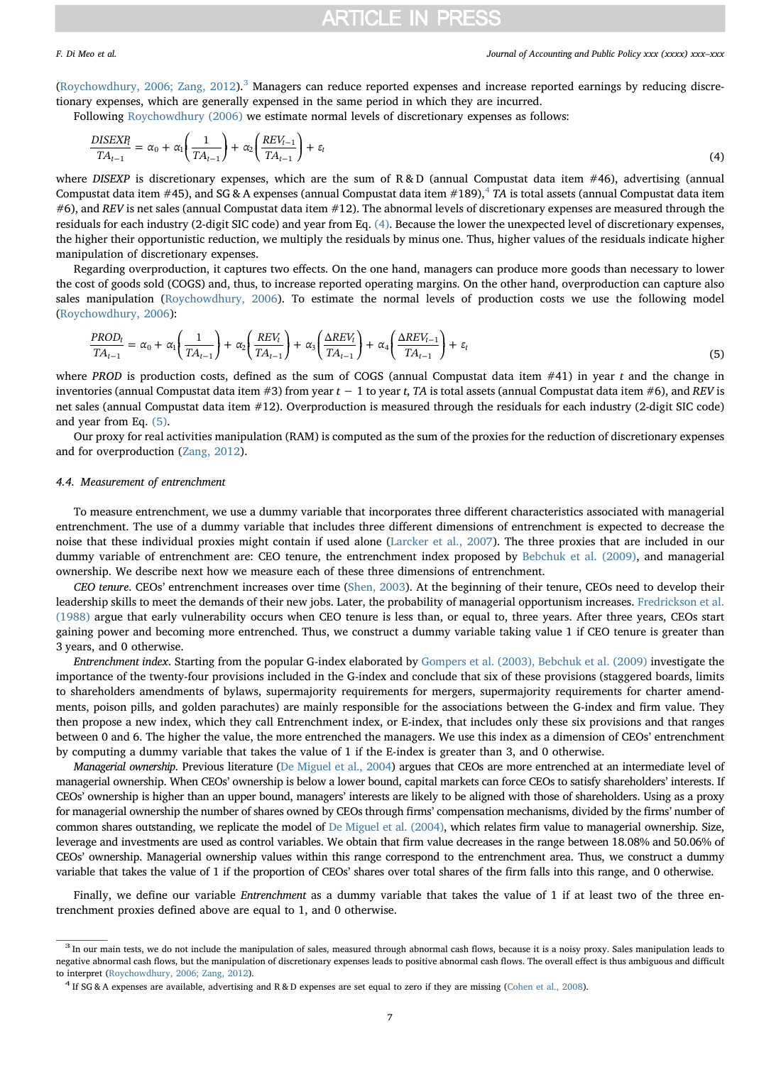(Roychowdhury, 2006; Zang, 2012).[3] Managers can reduce reported expenses and increase reported earnings by reducing discretionary expenses, which are generally expensed in the same period in which they are incurred.

Following Roychowdhury (2006) we estimate normal levels of discretionary expenses as follows:

$$\frac{DISEXP_t}{TA_{t-1}} = \alpha_0 + \alpha_1\left(\frac{1}{TA_{t-1}}\right) + \alpha_2\left(\frac{REV_{t-1}}{TA_{t-1}}\right) + \varepsilon_t \tag{4}$$

where *DISEXP* is discretionary expenses, which are the sum of R & D (annual Compustat data item #46), advertising (annual Compustat data item #45), and SG & A expenses (annual Compustat data item #189),[4] *TA* is total assets (annual Compustat data item #6), and *REV* is net sales (annual Compustat data item #12). The abnormal levels of discretionary expenses are measured through the residuals for each industry (2-digit SIC code) and year from Eq. (4). Because the lower the unexpected level of discretionary expenses, the higher their opportunistic reduction, we multiply the residuals by minus one. Thus, higher values of the residuals indicate higher manipulation of discretionary expenses.

Regarding overproduction, it captures two effects. On the one hand, managers can produce more goods than necessary to lower the cost of goods sold (COGS) and, thus, to increase reported operating margins. On the other hand, overproduction can capture also sales manipulation (Roychowdhury, 2006). To estimate the normal levels of production costs we use the following model (Roychowdhury, 2006):

$$\frac{PROD_t}{TA_{t-1}} = \alpha_0 + \alpha_1\left(\frac{1}{TA_{t-1}}\right) + \alpha_2\left(\frac{REV_t}{TA_{t-1}}\right) + \alpha_3\left(\frac{\Delta REV_t}{TA_{t-1}}\right) + \alpha_4\left(\frac{\Delta REV_{t-1}}{TA_{t-1}}\right) + \varepsilon_t \tag{5}$$

where *PROD* is production costs, defined as the sum of COGS (annual Compustat data item #41) in year $t$ and the change in inventories (annual Compustat data item #3) from year $t-1$ to year $t$, *TA* is total assets (annual Compustat data item #6), and *REV* is net sales (annual Compustat data item #12). Overproduction is measured through the residuals for each industry (2-digit SIC code) and year from Eq. (5).

Our proxy for real activities manipulation (RAM) is computed as the sum of the proxies for the reduction of discretionary expenses and for overproduction (Zang, 2012).

### 4.4. Measurement of entrenchment

To measure entrenchment, we use a dummy variable that incorporates three different characteristics associated with managerial entrenchment. The use of a dummy variable that includes three different dimensions of entrenchment is expected to decrease the noise that these individual proxies might contain if used alone (Larcker et al., 2007). The three proxies that are included in our dummy variable of entrenchment are: CEO tenure, the entrenchment index proposed by Bebchuk et al. (2009), and managerial ownership. We describe next how we measure each of these three dimensions of entrenchment.

*CEO tenure*. CEOs' entrenchment increases over time (Shen, 2003). At the beginning of their tenure, CEOs need to develop their leadership skills to meet the demands of their new jobs. Later, the probability of managerial opportunism increases. Fredrickson et al. (1988) argue that early vulnerability occurs when CEO tenure is less than, or equal to, three years. After three years, CEOs start gaining power and becoming more entrenched. Thus, we construct a dummy variable taking value 1 if CEO tenure is greater than 3 years, and 0 otherwise.

*Entrenchment index*. Starting from the popular G-index elaborated by Gompers et al. (2003), Bebchuk et al. (2009) investigate the importance of the twenty-four provisions included in the G-index and conclude that six of these provisions (staggered boards, limits to shareholders amendments of bylaws, supermajority requirements for mergers, supermajority requirements for charter amendments, poison pills, and golden parachutes) are mainly responsible for the associations between the G-index and firm value. They then propose a new index, which they call Entrenchment index, or E-index, that includes only these six provisions and that ranges between 0 and 6. The higher the value, the more entrenched the managers. We use this index as a dimension of CEOs' entrenchment by computing a dummy variable that takes the value of 1 if the E-index is greater than 3, and 0 otherwise.

*Managerial ownership*. Previous literature (De Miguel et al., 2004) argues that CEOs are more entrenched at an intermediate level of managerial ownership. When CEOs' ownership is below a lower bound, capital markets can force CEOs to satisfy shareholders' interests. If CEOs' ownership is higher than an upper bound, managers' interests are likely to be aligned with those of shareholders. Using as a proxy for managerial ownership the number of shares owned by CEOs through firms' compensation mechanisms, divided by the firms' number of common shares outstanding, we replicate the model of De Miguel et al. (2004), which relates firm value to managerial ownership. Size, leverage and investments are used as control variables. We obtain that firm value decreases in the range between 18.08% and 50.06% of CEOs' ownership. Managerial ownership values within this range correspond to the entrenchment area. Thus, we construct a dummy variable that takes the value of 1 if the proportion of CEOs' shares over total shares of the firm falls into this range, and 0 otherwise.

Finally, we define our variable *Entrenchment* as a dummy variable that takes the value of 1 if at least two of the three entrenchment proxies defined above are equal to 1, and 0 otherwise.

---

[3] In our main tests, we do not include the manipulation of sales, measured through abnormal cash flows, because it is a noisy proxy. Sales manipulation leads to negative abnormal cash flows, but the manipulation of discretionary expenses leads to positive abnormal cash flows. The overall effect is thus ambiguous and difficult to interpret (Roychowdhury, 2006; Zang, 2012).

[4] If SG & A expenses are available, advertising and R & D expenses are set equal to zero if they are missing (Cohen et al., 2008).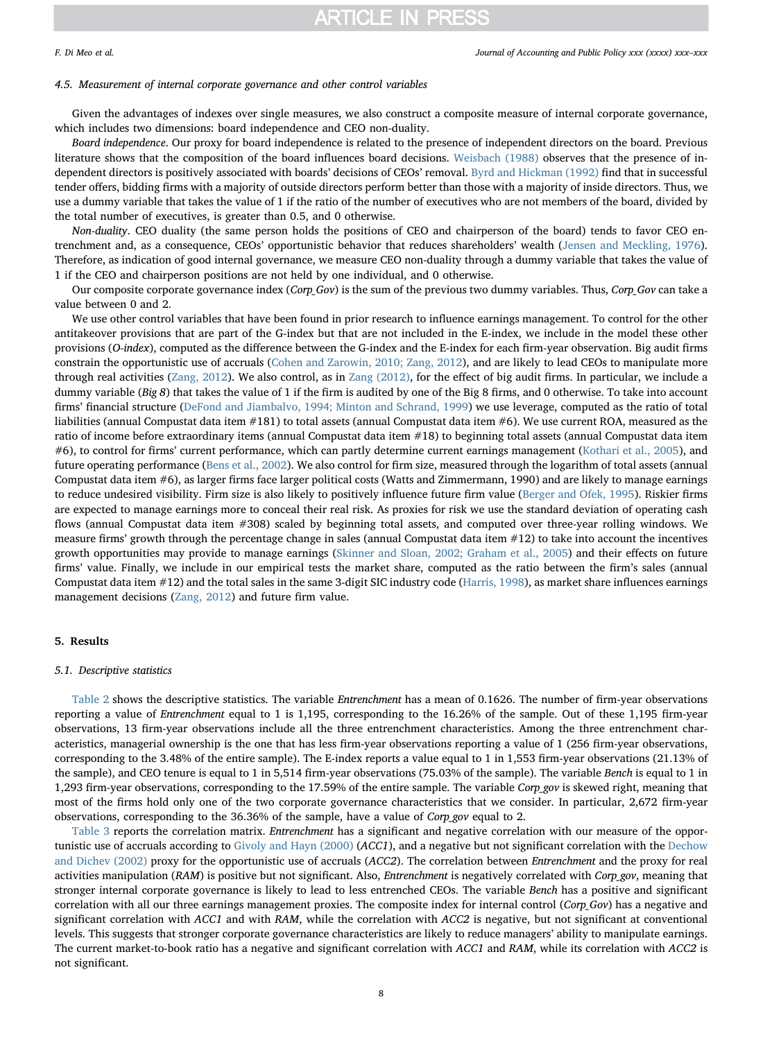### 4.5. Measurement of internal corporate governance and other control variables

Given the advantages of indexes over single measures, we also construct a composite measure of internal corporate governance, which includes two dimensions: board independence and CEO non-duality.

*Board independence*. Our proxy for board independence is related to the presence of independent directors on the board. Previous literature shows that the composition of the board influences board decisions. Weisbach (1988) observes that the presence of independent directors is positively associated with boards' decisions of CEOs' removal. Byrd and Hickman (1992) find that in successful tender offers, bidding firms with a majority of outside directors perform better than those with a majority of inside directors. Thus, we use a dummy variable that takes the value of 1 if the ratio of the number of executives who are not members of the board, divided by the total number of executives, is greater than 0.5, and 0 otherwise.

*Non-duality*. CEO duality (the same person holds the positions of CEO and chairperson of the board) tends to favor CEO entrenchment and, as a consequence, CEOs' opportunistic behavior that reduces shareholders' wealth (Jensen and Meckling, 1976). Therefore, as indication of good internal governance, we measure CEO non-duality through a dummy variable that takes the value of 1 if the CEO and chairperson positions are not held by one individual, and 0 otherwise.

Our composite corporate governance index (*Corp_Gov*) is the sum of the previous two dummy variables. Thus, *Corp_Gov* can take a value between 0 and 2.

We use other control variables that have been found in prior research to influence earnings management. To control for the other antitakeover provisions that are part of the G-index but that are not included in the E-index, we include in the model these other provisions (*O-index*), computed as the difference between the G-index and the E-index for each firm-year observation. Big audit firms constrain the opportunistic use of accruals (Cohen and Zarowin, 2010; Zang, 2012), and are likely to lead CEOs to manipulate more through real activities (Zang, 2012). We also control, as in Zang (2012), for the effect of big audit firms. In particular, we include a dummy variable (*Big 8*) that takes the value of 1 if the firm is audited by one of the Big 8 firms, and 0 otherwise. To take into account firms' financial structure (DeFond and Jiambalvo, 1994; Minton and Schrand, 1999) we use leverage, computed as the ratio of total liabilities (annual Compustat data item #181) to total assets (annual Compustat data item #6). We use current ROA, measured as the ratio of income before extraordinary items (annual Compustat data item #18) to beginning total assets (annual Compustat data item #6), to control for firms' current performance, which can partly determine current earnings management (Kothari et al., 2005), and future operating performance (Bens et al., 2002). We also control for firm size, measured through the logarithm of total assets (annual Compustat data item #6), as larger firms face larger political costs (Watts and Zimmermann, 1990) and are likely to manage earnings to reduce undesired visibility. Firm size is also likely to positively influence future firm value (Berger and Ofek, 1995). Riskier firms are expected to manage earnings more to conceal their real risk. As proxies for risk we use the standard deviation of operating cash flows (annual Compustat data item #308) scaled by beginning total assets, and computed over three-year rolling windows. We measure firms' growth through the percentage change in sales (annual Compustat data item #12) to take into account the incentives growth opportunities may provide to manage earnings (Skinner and Sloan, 2002; Graham et al., 2005) and their effects on future firms' value. Finally, we include in our empirical tests the market share, computed as the ratio between the firm's sales (annual Compustat data item #12) and the total sales in the same 3-digit SIC industry code (Harris, 1998), as market share influences earnings management decisions (Zang, 2012) and future firm value.

## 5. Results

### 5.1. Descriptive statistics

Table 2 shows the descriptive statistics. The variable *Entrenchment* has a mean of 0.1626. The number of firm-year observations reporting a value of *Entrenchment* equal to 1 is 1,195, corresponding to the 16.26% of the sample. Out of these 1,195 firm-year observations, 13 firm-year observations include all the three entrenchment characteristics. Among the three entrenchment characteristics, managerial ownership is the one that has less firm-year observations reporting a value of 1 (256 firm-year observations, corresponding to the 3.48% of the entire sample). The E-index reports a value equal to 1 in 1,553 firm-year observations (21.13% of the sample), and CEO tenure is equal to 1 in 5,514 firm-year observations (75.03% of the sample). The variable *Bench* is equal to 1 in 1,293 firm-year observations, corresponding to the 17.59% of the entire sample. The variable *Corp_gov* is skewed right, meaning that most of the firms hold only one of the two corporate governance characteristics that we consider. In particular, 2,672 firm-year observations, corresponding to the 36.36% of the sample, have a value of *Corp_gov* equal to 2.

Table 3 reports the correlation matrix. *Entrenchment* has a significant and negative correlation with our measure of the opportunistic use of accruals according to Givoly and Hayn (2000) (*ACC1*), and a negative but not significant correlation with the Dechow and Dichev (2002) proxy for the opportunistic use of accruals (*ACC2*). The correlation between *Entrenchment* and the proxy for real activities manipulation (*RAM*) is positive but not significant. Also, *Entrenchment* is negatively correlated with *Corp_gov*, meaning that stronger internal corporate governance is likely to lead to less entrenched CEOs. The variable *Bench* has a positive and significant correlation with all our three earnings management proxies. The composite index for internal control (*Corp_Gov*) has a negative and significant correlation with *ACC1* and with *RAM*, while the correlation with *ACC2* is negative, but not significant at conventional levels. This suggests that stronger corporate governance characteristics are likely to reduce managers' ability to manipulate earnings. The current market-to-book ratio has a negative and significant correlation with *ACC1* and *RAM*, while its correlation with *ACC2* is not significant.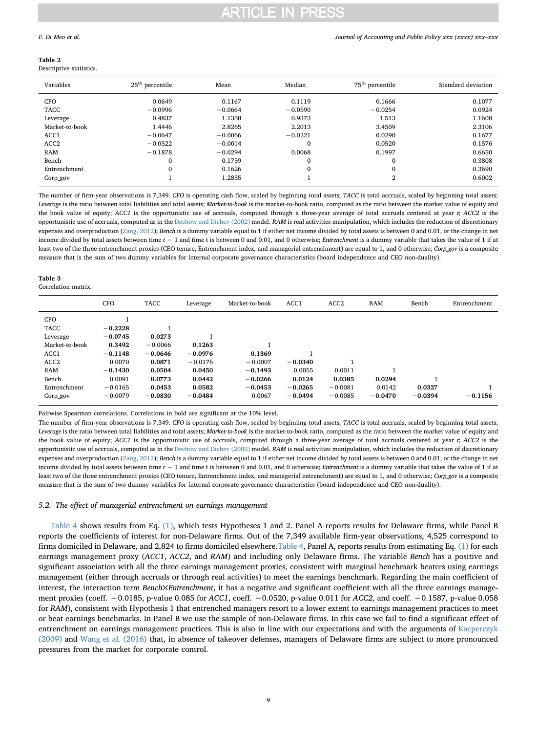**Table 2**
Descriptive statistics.

| Variables | $25^{th}$ percentile | Mean | Median | $75^{th}$ percentile | Standard deviation |
|---|---|---|---|---|---|
| CFO | 0.0649 | 0.1167 | 0.1119 | 0.1666 | 0.1077 |
| TACC | −0.0996 | −0.0664 | −0.0590 | −0.0254 | 0.0924 |
| Leverage | 0.4837 | 1.1358 | 0.9373 | 1.513 | 1.1608 |
| Market-to-book | 1.4446 | 2.8265 | 2.2013 | 3.4509 | 2.3106 |
| ACC1 | −0.0647 | −0.0066 | −0.0221 | 0.0290 | 0.1677 |
| ACC2 | −0.0522 | −0.0014 | 0 | 0.0520 | 0.1576 |
| RAM | −0.1878 | −0.0294 | 0.0068 | 0.1997 | 0.6650 |
| Bench | 0 | 0.1759 | 0 | 0 | 0.3808 |
| Entrenchment | 0 | 0.1626 | 0 | 0 | 0.3690 |
| Corp_gov | 1 | 1.2855 | 1 | 2 | 0.6002 |

The number of firm-year observations is 7,349. *CFO* is operating cash flow, scaled by beginning total assets; *TACC* is total accruals, scaled by beginning total assets; *Leverage* is the ratio between total liabilities and total assets; *Market-to-book* is the market-to-book ratio, computed as the ratio between the market value of equity and the book value of equity; *ACC1* is the opportunistic use of accruals, computed through a three-year average of total accruals centered at year *t*; *ACC2* is the opportunistic use of accruals, computed as in the Dechow and Dichev (2002) model. *RAM* is real activities manipulation, which includes the reduction of discretionary expenses and overproduction (Zang, 2012); *Bench* is a dummy variable equal to 1 if either net income divided by total assets is between 0 and 0.01, or the change in net income divided by total assets between time $t-1$ and time t is between 0 and 0.01, and 0 otherwise; *Entrenchment* is a dummy variable that takes the value of 1 if at least two of the three entrenchment proxies (CEO tenure, Entrenchment index, and managerial entrenchment) are equal to 1, and 0 otherwise; *Corp_gov* is a composite measure that is the sum of two dummy variables for internal corporate governance characteristics (board independence and CEO non-duality).

**Table 3**
Correlation matrix.

| | CFO | TACC | Leverage | Market-to-book | ACC1 | ACC2 | RAM | Bench | Entrenchment |
|---|---|---|---|---|---|---|---|---|---|
| CFO | 1 | | | | | | | | |
| TACC | **−0.2228** | 1 | | | | | | | |
| Leverage | **−0.0745** | **0.0273** | 1 | | | | | | |
| Market-to-book | **0.3492** | −0.0066 | **0.1263** | 1 | | | | | |
| ACC1 | **−0.1148** | **−0.0646** | **−0.0976** | **0.1369** | 1 | | | | |
| ACC2 | 0.0070 | **0.0871** | −0.0176 | −0.0007 | **−0.0340** | 1 | | | |
| RAM | **−0.1430** | **0.0504** | **0.0450** | **−0.1493** | 0.0055 | 0.0011 | 1 | | |
| Bench | 0.0091 | **0.0773** | **0.0442** | **−0.0266** | **0.0124** | **0.0385** | **0.0294** | 1 | |
| Entrenchment | −0.0165 | **0.0453** | **0.0582** | **−0.0453** | **−0.0265** | −0.0081 | 0.0142 | **0.0327** | 1 |
| Corp_gov | −0.0079 | **−0.0830** | **−0.0484** | 0.0067 | **−0.0494** | −0.0085 | **−0.0470** | **−0.0394** | **−0.1156** |

Pairwise Spearman correlations. Correlations in bold are significant at the 10% level.

The number of firm-year observations is 7,349. *CFO* is operating cash flow, scaled by beginning total assets; *TACC* is total accruals, scaled by beginning total assets; *Leverage* is the ratio between total liabilities and total assets; *Market-to-book* is the market-to-book ratio, computed as the ratio between the market value of equity and the book value of equity; *ACC1* is the opportunistic use of accruals, computed through a three-year average of total accruals centered at year *t*; *ACC2* is the opportunistic use of accruals, computed as in the Dechow and Dichev (2002) model. *RAM* is real activities manipulation, which includes the reduction of discretionary expenses and overproduction (Zang, 2012); *Bench* is a dummy variable equal to 1 if either net income divided by total assets is between 0 and 0.01, or the change in net income divided by total assets between time $t-1$ and time t is between 0 and 0.01, and 0 otherwise; *Entrenchment* is a dummy variable that takes the value of 1 if at least two of the three entrenchment proxies (CEO tenure, Entrenchment index, and managerial entrenchment) are equal to 1, and 0 otherwise; *Corp_gov* is a composite measure that is the sum of two dummy variables for internal corporate governance characteristics (board independence and CEO non-duality).

### 5.2. The effect of managerial entrenchment on earnings management

Table 4 shows results from Eq. (1), which tests Hypotheses 1 and 2. Panel A reports results for Delaware firms, while Panel B reports the coefficients of interest for non-Delaware firms. Out of the 7,349 available firm-year observations, 4,525 correspond to firms domiciled in Delaware, and 2,824 to firms domiciled elsewhere.Table 4, Panel A, reports results from estimating Eq. (1) for each earnings management proxy (*ACC1*, *ACC2*, and *RAM*) and including only Delaware firms. The variable *Bench* has a positive and significant association with all the three earnings management proxies, consistent with marginal benchmark beaters using earnings management (either through accruals or through real activities) to meet the earnings benchmark. Regarding the main coefficient of interest, the interaction term *Bench×Entrenchment*, it has a negative and significant coefficient with all the three earnings management proxies (coeff. −0.0185, p-value 0.085 for *ACC1*, coeff. −0.0520, p-value 0.011 for *ACC2*, and coeff. −0.1587, p-value 0.058 for *RAM*), consistent with Hypothesis 1 that entrenched managers resort to a lower extent to earnings management practices to meet or beat earnings benchmarks. In Panel B we use the sample of non-Delaware firms. In this case we fail to find a significant effect of entrenchment on earnings management practices. This is also in line with our expectations and with the arguments of Kacperczyk (2009) and Wang et al. (2016) that, in absence of takeover defenses, managers of Delaware firms are subject to more pronounced pressures from the market for corporate control.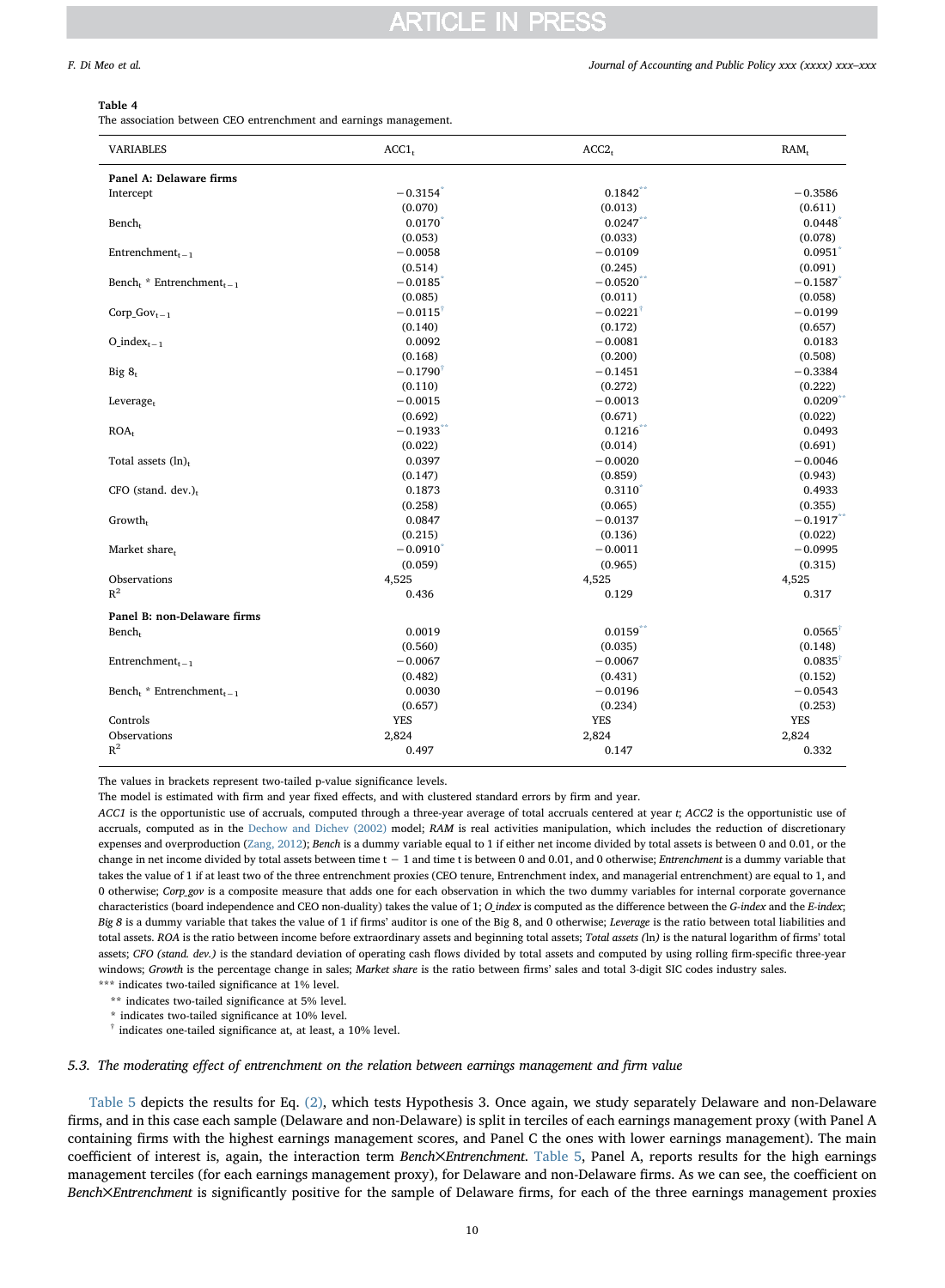**Table 4**

The association between CEO entrenchment and earnings management.

| VARIABLES | $ACC1_t$ | $ACC2_t$ | $RAM_t$ |
|---|---|---|---|
| **Panel A: Delaware firms** | | | |
| Intercept | −0.3154* | 0.1842** | −0.3586 |
| | (0.070) | (0.013) | (0.611) |
| $Bench_t$ | 0.0170* | 0.0247** | 0.0448* |
| | (0.053) | (0.033) | (0.078) |
| $Entrenchment_{t-1}$ | −0.0058 | −0.0109 | 0.0951* |
| | (0.514) | (0.245) | (0.091) |
| $Bench_t$ * $Entrenchment_{t-1}$ | −0.0185* | −0.0520** | −0.1587* |
| | (0.085) | (0.011) | (0.058) |
| $Corp\_Gov_{t-1}$ | −0.0115† | −0.0221† | −0.0199 |
| | (0.140) | (0.172) | (0.657) |
| $O\_index_{t-1}$ | 0.0092 | −0.0081 | 0.0183 |
| | (0.168) | (0.200) | (0.508) |
| Big $8_t$ | −0.1790† | −0.1451 | −0.3384 |
| | (0.110) | (0.272) | (0.222) |
| $Leverage_t$ | −0.0015 | −0.0013 | 0.0209** |
| | (0.692) | (0.671) | (0.022) |
| $ROA_t$ | −0.1933** | 0.1216** | 0.0493 |
| | (0.022) | (0.014) | (0.691) |
| Total assets $(\ln)_t$ | 0.0397 | −0.0020 | −0.0046 |
| | (0.147) | (0.859) | (0.943) |
| CFO (stand. dev.)$_t$ | 0.1873 | 0.3110* | 0.4933 |
| | (0.258) | (0.065) | (0.355) |
| $Growth_t$ | 0.0847 | −0.0137 | −0.1917** |
| | (0.215) | (0.136) | (0.022) |
| Market $share_t$ | −0.0910* | −0.0011 | −0.0995 |
| | (0.059) | (0.965) | (0.315) |
| Observations | 4,525 | 4,525 | 4,525 |
| $R^2$ | 0.436 | 0.129 | 0.317 |
| **Panel B: non-Delaware firms** | | | |
| $Bench_t$ | 0.0019 | 0.0159** | 0.0565† |
| | (0.560) | (0.035) | (0.148) |
| $Entrenchment_{t-1}$ | −0.0067 | −0.0067 | 0.0835† |
| | (0.482) | (0.431) | (0.152) |
| $Bench_t$ * $Entrenchment_{t-1}$ | 0.0030 | −0.0196 | −0.0543 |
| | (0.657) | (0.234) | (0.253) |
| Controls | YES | YES | YES |
| Observations | 2,824 | 2,824 | 2,824 |
| $R^2$ | 0.497 | 0.147 | 0.332 |

The values in brackets represent two-tailed p-value significance levels.

The model is estimated with firm and year fixed effects, and with clustered standard errors by firm and year.

*ACC1* is the opportunistic use of accruals, computed through a three-year average of total accruals centered at year *t*; *ACC2* is the opportunistic use of accruals, computed as in the Dechow and Dichev (2002) model; *RAM* is real activities manipulation, which includes the reduction of discretionary expenses and overproduction (Zang, 2012); *Bench* is a dummy variable equal to 1 if either net income divided by total assets is between 0 and 0.01, or the change in net income divided by total assets between time t − 1 and time t is between 0 and 0.01, and 0 otherwise; *Entrenchment* is a dummy variable that takes the value of 1 if at least two of the three entrenchment proxies (CEO tenure, Entrenchment index, and managerial entrenchment) are equal to 1, and 0 otherwise; *Corp_gov* is a composite measure that adds one for each observation in which the two dummy variables for internal corporate governance characteristics (board independence and CEO non-duality) takes the value of 1; *O_index* is computed as the difference between the *G-index* and the *E-index*; *Big 8* is a dummy variable that takes the value of 1 if firms' auditor is one of the Big 8, and 0 otherwise; *Leverage* is the ratio between total liabilities and total assets. *ROA* is the ratio between income before extraordinary assets and beginning total assets; *Total assets (*ln*)* is the natural logarithm of firms' total assets; *CFO (stand. dev.)* is the standard deviation of operating cash flows divided by total assets and computed by using rolling firm-specific three-year windows; *Growth* is the percentage change in sales; *Market share* is the ratio between firms' sales and total 3-digit SIC codes industry sales.

*** indicates two-tailed significance at 1% level.

** indicates two-tailed significance at 5% level.

* indicates two-tailed significance at 10% level.

† indicates one-tailed significance at, at least, a 10% level.

### 5.3. The moderating effect of entrenchment on the relation between earnings management and firm value

Table 5 depicts the results for Eq. (2), which tests Hypothesis 3. Once again, we study separately Delaware and non-Delaware firms, and in this case each sample (Delaware and non-Delaware) is split in terciles of each earnings management proxy (with Panel A containing firms with the highest earnings management scores, and Panel C the ones with lower earnings management). The main coefficient of interest is, again, the interaction term *Bench×Entrenchment*. Table 5, Panel A, reports results for the high earnings management terciles (for each earnings management proxy), for Delaware and non-Delaware firms. As we can see, the coefficient on *Bench×Entrenchment* is significantly positive for the sample of Delaware firms, for each of the three earnings management proxies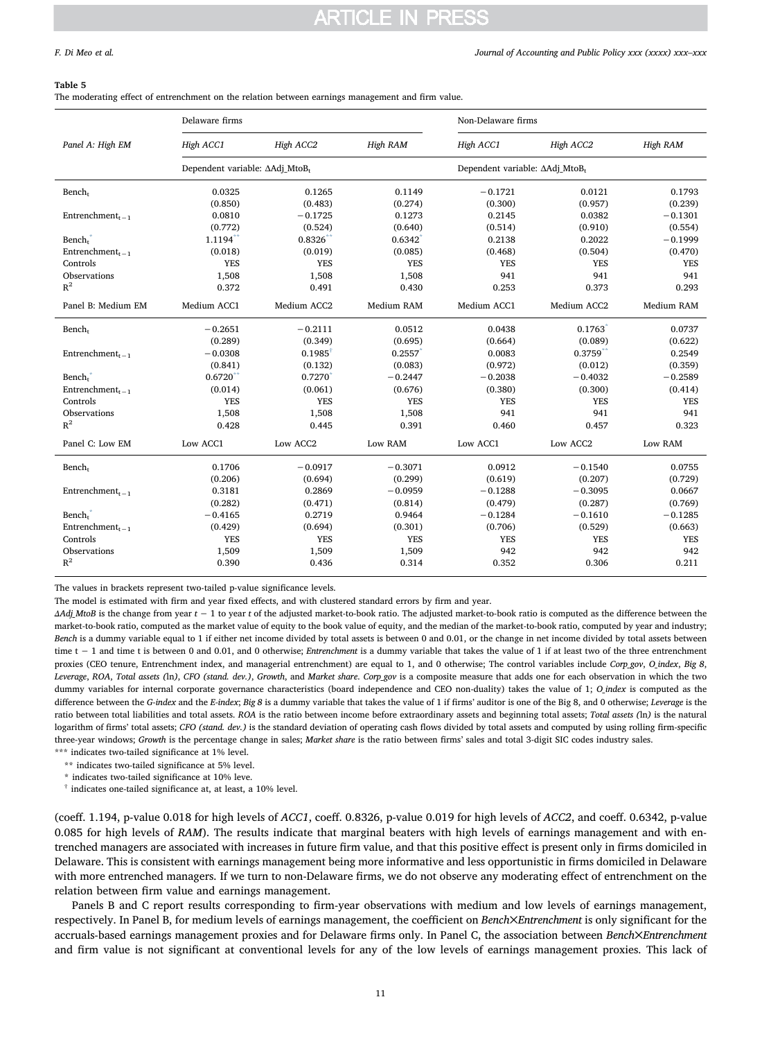**Table 5**
The moderating effect of entrenchment on the relation between earnings management and firm value.

| | Delaware firms | | | Non-Delaware firms | | |
|---|---|---|---|---|---|---|
| *Panel A: High EM* | *High ACC1* | *High ACC2* | *High RAM* | *High ACC1* | *High ACC2* | *High RAM* |
| | Dependent variable: $\Delta$Adj_MtoB$_t$ | | | Dependent variable: $\Delta$Adj_MtoB$_t$ | | |
| Bench$_t$ | 0.0325 | 0.1265 | 0.1149 | −0.1721 | 0.0121 | 0.1793 |
| | (0.850) | (0.483) | (0.274) | (0.300) | (0.957) | (0.239) |
| Entrenchment$_{t-1}$ | 0.0810 | −0.1725 | 0.1273 | 0.2145 | 0.0382 | −0.1301 |
| | (0.772) | (0.524) | (0.640) | (0.514) | (0.910) | (0.554) |
| Bench$_t$* Entrenchment$_{t-1}$ | 1.1194** | 0.8326** | 0.6342* | 0.2138 | 0.2022 | −0.1999 |
| | (0.018) | (0.019) | (0.085) | (0.468) | (0.504) | (0.470) |
| Controls | YES | YES | YES | YES | YES | YES |
| Observations | 1,508 | 1,508 | 1,508 | 941 | 941 | 941 |
| $R^2$ | 0.372 | 0.491 | 0.430 | 0.253 | 0.373 | 0.293 |
| Panel B: Medium EM | Medium ACC1 | Medium ACC2 | Medium RAM | Medium ACC1 | Medium ACC2 | Medium RAM |
| Bench$_t$ | −0.2651 | −0.2111 | 0.0512 | 0.0438 | 0.1763* | 0.0737 |
| | (0.289) | (0.349) | (0.695) | (0.664) | (0.089) | (0.622) |
| Entrenchment$_{t-1}$ | −0.0308 | 0.1985† | 0.2557* | 0.0083 | 0.3759** | 0.2549 |
| | (0.841) | (0.132) | (0.083) | (0.972) | (0.012) | (0.359) |
| Bench$_t$* Entrenchment$_{t-1}$ | 0.6720** | 0.7270* | −0.2447 | −0.2038 | −0.4032 | −0.2589 |
| | (0.014) | (0.061) | (0.676) | (0.380) | (0.300) | (0.414) |
| Controls | YES | YES | YES | YES | YES | YES |
| Observations | 1,508 | 1,508 | 1,508 | 941 | 941 | 941 |
| $R^2$ | 0.428 | 0.445 | 0.391 | 0.460 | 0.457 | 0.323 |
| Panel C: Low EM | Low ACC1 | Low ACC2 | Low RAM | Low ACC1 | Low ACC2 | Low RAM |
| Bench$_t$ | 0.1706 | −0.0917 | −0.3071 | 0.0912 | −0.1540 | 0.0755 |
| | (0.206) | (0.694) | (0.299) | (0.619) | (0.207) | (0.729) |
| Entrenchment$_{t-1}$ | 0.3181 | 0.2869 | −0.0959 | −0.1288 | −0.3095 | 0.0667 |
| | (0.282) | (0.471) | (0.814) | (0.479) | (0.287) | (0.769) |
| Bench$_t$* Entrenchment$_{t-1}$ | −0.4165 | 0.2719 | 0.9464 | −0.1284 | −0.1610 | −0.1285 |
| | (0.429) | (0.694) | (0.301) | (0.706) | (0.529) | (0.663) |
| Controls | YES | YES | YES | YES | YES | YES |
| Observations | 1,509 | 1,509 | 1,509 | 942 | 942 | 942 |
| $R^2$ | 0.390 | 0.436 | 0.314 | 0.352 | 0.306 | 0.211 |

The values in brackets represent two-tailed p-value significance levels.

The model is estimated with firm and year fixed effects, and with clustered standard errors by firm and year.

*ΔAdj_MtoB* is the change from year $t-1$ to year $t$ of the adjusted market-to-book ratio. The adjusted market-to-book ratio is computed as the difference between the market-to-book ratio, computed as the market value of equity to the book value of equity, and the median of the market-to-book ratio, computed by year and industry; *Bench* is a dummy variable equal to 1 if either net income divided by total assets is between 0 and 0.01, or the change in net income divided by total assets between time $t-1$ and time t is between 0 and 0.01, and 0 otherwise; *Entrenchment* is a dummy variable that takes the value of 1 if at least two of the three entrenchment proxies (CEO tenure, Entrenchment index, and managerial entrenchment) are equal to 1, and 0 otherwise; The control variables include *Corp_gov*, *O_index*, *Big 8*, *Leverage*, *ROA*, *Total assets (*ln*)*, *CFO (stand. dev.)*, *Growth*, and *Market share*. *Corp_gov* is a composite measure that adds one for each observation in which the two dummy variables for internal corporate governance characteristics (board independence and CEO non-duality) takes the value of 1; *O_index* is computed as the difference between the *G-index* and the *E-index*; *Big 8* is a dummy variable that takes the value of 1 if firms' auditor is one of the Big 8, and 0 otherwise; *Leverage* is the ratio between total liabilities and total assets. *ROA* is the ratio between income before extraordinary assets and beginning total assets; *Total assets (*ln*)* is the natural logarithm of firms' total assets; *CFO (stand. dev.)* is the standard deviation of operating cash flows divided by total assets and computed by using rolling firm-specific three-year windows; *Growth* is the percentage change in sales; *Market share* is the ratio between firms' sales and total 3-digit SIC codes industry sales.

*** indicates two-tailed significance at 1% level.

** indicates two-tailed significance at 5% level.

* indicates two-tailed significance at 10% leve.

† indicates one-tailed significance at, at least, a 10% level.

(coeff. 1.194, p-value 0.018 for high levels of *ACC1*, coeff. 0.8326, p-value 0.019 for high levels of *ACC2*, and coeff. 0.6342, p-value 0.085 for high levels of *RAM*). The results indicate that marginal beaters with high levels of earnings management and with entrenched managers are associated with increases in future firm value, and that this positive effect is present only in firms domiciled in Delaware. This is consistent with earnings management being more informative and less opportunistic in firms domiciled in Delaware with more entrenched managers. If we turn to non-Delaware firms, we do not observe any moderating effect of entrenchment on the relation between firm value and earnings management.

Panels B and C report results corresponding to firm-year observations with medium and low levels of earnings management, respectively. In Panel B, for medium levels of earnings management, the coefficient on *Bench×Entrenchment* is only significant for the accruals-based earnings management proxies and for Delaware firms only. In Panel C, the association between *Bench×Entrenchment* and firm value is not significant at conventional levels for any of the low levels of earnings management proxies. This lack of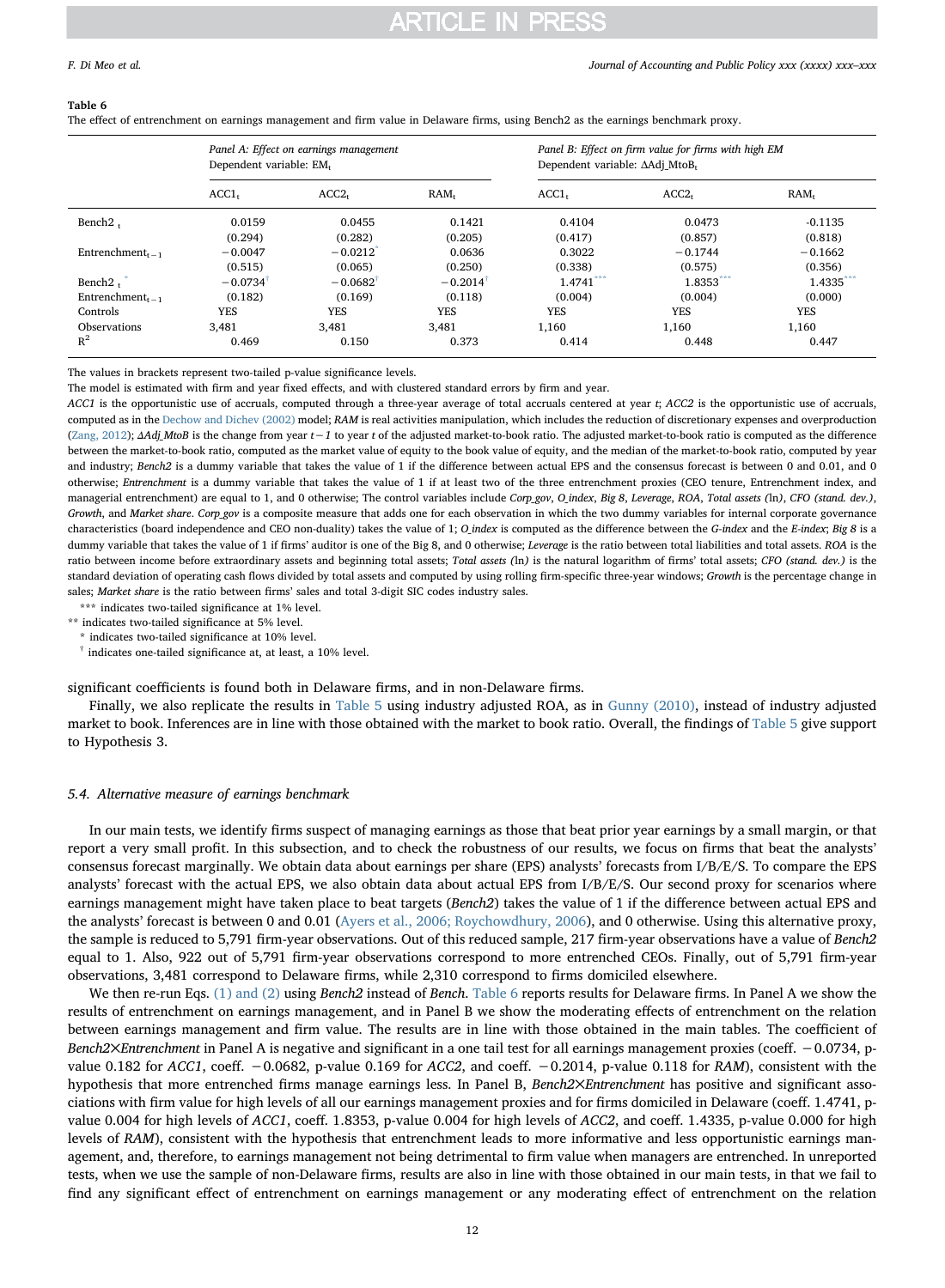**Table 6**
The effect of entrenchment on earnings management and firm value in Delaware firms, using Bench2 as the earnings benchmark proxy.

| | Panel A: Effect on earnings management Dependent variable: $EM_t$ | | | Panel B: Effect on firm value for firms with high EM Dependent variable: $\Delta Adj\_MtoB_t$ | | |
|---|---|---|---|---|---|---|
| | $ACC1_t$ | $ACC2_t$ | $RAM_t$ | $ACC1_t$ | $ACC2_t$ | $RAM_t$ |
| $Bench2_t$ | 0.0159 | 0.0455 | 0.1421 | 0.4104 | 0.0473 | -0.1135 |
| | (0.294) | (0.282) | (0.205) | (0.417) | (0.857) | (0.818) |
| $Entrenchment_{t-1}$ | −0.0047 | −0.0212* | 0.0636 | 0.3022 | −0.1744 | −0.1662 |
| | (0.515) | (0.065) | (0.250) | (0.338) | (0.575) | (0.356) |
| $Bench2_t$ * $Entrenchment_{t-1}$ | −0.0734† | −0.0682† | −0.2014† | 1.4741*** | 1.8353*** | 1.4335*** |
| | (0.182) | (0.169) | (0.118) | (0.004) | (0.004) | (0.000) |
| Controls | YES | YES | YES | YES | YES | YES |
| Observations | 3,481 | 3,481 | 3,481 | 1,160 | 1,160 | 1,160 |
| $R^2$ | 0.469 | 0.150 | 0.373 | 0.414 | 0.448 | 0.447 |

The values in brackets represent two-tailed p-value significance levels.

The model is estimated with firm and year fixed effects, and with clustered standard errors by firm and year.

*ACC1* is the opportunistic use of accruals, computed through a three-year average of total accruals centered at year *t*; *ACC2* is the opportunistic use of accruals, computed as in the Dechow and Dichev (2002) model; *RAM* is real activities manipulation, which includes the reduction of discretionary expenses and overproduction (Zang, 2012); *ΔAdj_MtoB* is the change from year *t−1* to year *t* of the adjusted market-to-book ratio. The adjusted market-to-book ratio is computed as the difference between the market-to-book ratio, computed as the market value of equity to the book value of equity, and the median of the market-to-book ratio, computed by year and industry; *Bench2* is a dummy variable that takes the value of 1 if the difference between actual EPS and the consensus forecast is between 0 and 0.01, and 0 otherwise; *Entrenchment* is a dummy variable that takes the value of 1 if at least two of the three entrenchment proxies (CEO tenure, Entrenchment index, and managerial entrenchment) are equal to 1, and 0 otherwise; The control variables include *Corp_gov*, *O_index*, *Big 8*, *Leverage*, *ROA*, *Total assets (*ln*)*, *CFO (stand. dev.)*, *Growth*, and *Market share*. *Corp_gov* is a composite measure that adds one for each observation in which the two dummy variables for internal corporate governance characteristics (board independence and CEO non-duality) takes the value of 1; *O_index* is computed as the difference between the *G-index* and the *E-index*; *Big 8* is a dummy variable that takes the value of 1 if firms' auditor is one of the Big 8, and 0 otherwise; *Leverage* is the ratio between total liabilities and total assets. *ROA* is the ratio between income before extraordinary assets and beginning total assets; *Total assets (*ln*)* is the natural logarithm of firms' total assets; *CFO (stand. dev.)* is the standard deviation of operating cash flows divided by total assets and computed by using rolling firm-specific three-year windows; *Growth* is the percentage change in sales; *Market share* is the ratio between firms' sales and total 3-digit SIC codes industry sales.

\*\*\* indicates two-tailed significance at 1% level.

\*\* indicates two-tailed significance at 5% level.

\* indicates two-tailed significance at 10% level.

† indicates one-tailed significance at, at least, a 10% level.

significant coefficients is found both in Delaware firms, and in non-Delaware firms.

Finally, we also replicate the results in Table 5 using industry adjusted ROA, as in Gunny (2010), instead of industry adjusted market to book. Inferences are in line with those obtained with the market to book ratio. Overall, the findings of Table 5 give support to Hypothesis 3.

### 5.4. Alternative measure of earnings benchmark

In our main tests, we identify firms suspect of managing earnings as those that beat prior year earnings by a small margin, or that report a very small profit. In this subsection, and to check the robustness of our results, we focus on firms that beat the analysts' consensus forecast marginally. We obtain data about earnings per share (EPS) analysts' forecasts from I/B/E/S. To compare the EPS analysts' forecast with the actual EPS, we also obtain data about actual EPS from I/B/E/S. Our second proxy for scenarios where earnings management might have taken place to beat targets (*Bench2*) takes the value of 1 if the difference between actual EPS and the analysts' forecast is between 0 and 0.01 (Ayers et al., 2006; Roychowdhury, 2006), and 0 otherwise. Using this alternative proxy, the sample is reduced to 5,791 firm-year observations. Out of this reduced sample, 217 firm-year observations have a value of *Bench2* equal to 1. Also, 922 out of 5,791 firm-year observations correspond to more entrenched CEOs. Finally, out of 5,791 firm-year observations, 3,481 correspond to Delaware firms, while 2,310 correspond to firms domiciled elsewhere.

We then re-run Eqs. (1) and (2) using *Bench2* instead of *Bench*. Table 6 reports results for Delaware firms. In Panel A we show the results of entrenchment on earnings management, and in Panel B we show the moderating effects of entrenchment on the relation between earnings management and firm value. The results are in line with those obtained in the main tables. The coefficient of *Bench2×Entrenchment* in Panel A is negative and significant in a one tail test for all earnings management proxies (coeff. −0.0734, p-value 0.182 for *ACC1*, coeff. −0.0682, p-value 0.169 for *ACC2*, and coeff. −0.2014, p-value 0.118 for *RAM*), consistent with the hypothesis that more entrenched firms manage earnings less. In Panel B, *Bench2×Entrenchment* has positive and significant associations with firm value for high levels of all our earnings management proxies and for firms domiciled in Delaware (coeff. 1.4741, p-value 0.004 for high levels of *ACC1*, coeff. 1.8353, p-value 0.004 for high levels of *ACC2*, and coeff. 1.4335, p-value 0.000 for high levels of *RAM*), consistent with the hypothesis that entrenchment leads to more informative and less opportunistic earnings management, and, therefore, to earnings management not being detrimental to firm value when managers are entrenched. In unreported tests, when we use the sample of non-Delaware firms, results are also in line with those obtained in our main tests, in that we fail to find any significant effect of entrenchment on earnings management or any moderating effect of entrenchment on the relation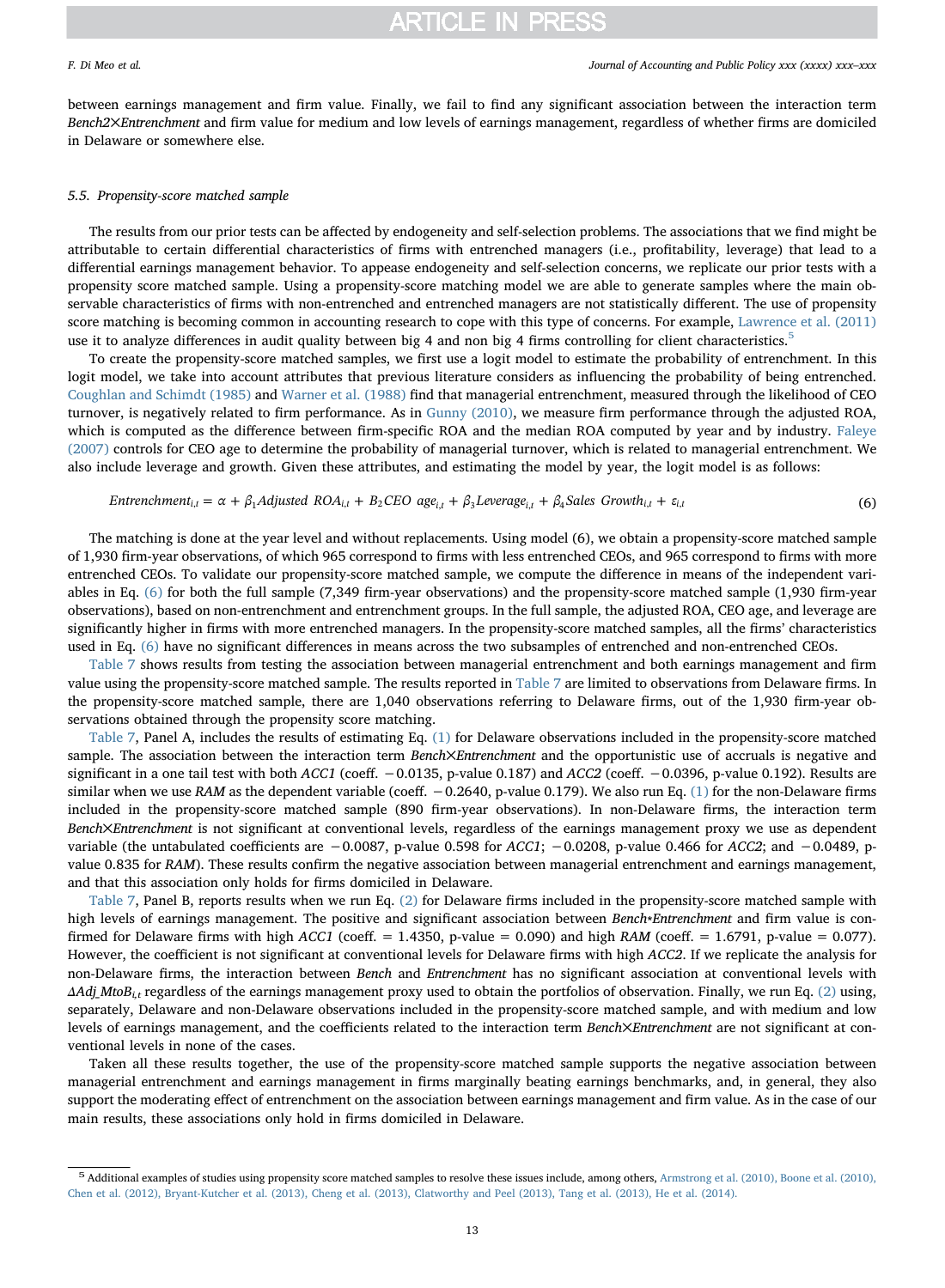between earnings management and firm value. Finally, we fail to find any significant association between the interaction term *Bench2×Entrenchment* and firm value for medium and low levels of earnings management, regardless of whether firms are domiciled in Delaware or somewhere else.

### 5.5. Propensity-score matched sample

The results from our prior tests can be affected by endogeneity and self-selection problems. The associations that we find might be attributable to certain differential characteristics of firms with entrenched managers (i.e., profitability, leverage) that lead to a differential earnings management behavior. To appease endogeneity and self-selection concerns, we replicate our prior tests with a propensity score matched sample. Using a propensity-score matching model we are able to generate samples where the main observable characteristics of firms with non-entrenched and entrenched managers are not statistically different. The use of propensity score matching is becoming common in accounting research to cope with this type of concerns. For example, Lawrence et al. (2011) use it to analyze differences in audit quality between big 4 and non big 4 firms controlling for client characteristics.[5]

To create the propensity-score matched samples, we first use a logit model to estimate the probability of entrenchment. In this logit model, we take into account attributes that previous literature considers as influencing the probability of being entrenched. Coughlan and Schimdt (1985) and Warner et al. (1988) find that managerial entrenchment, measured through the likelihood of CEO turnover, is negatively related to firm performance. As in Gunny (2010), we measure firm performance through the adjusted ROA, which is computed as the difference between firm-specific ROA and the median ROA computed by year and by industry. Faleye (2007) controls for CEO age to determine the probability of managerial turnover, which is related to managerial entrenchment. We also include leverage and growth. Given these attributes, and estimating the model by year, the logit model is as follows:

$$Entrenchment_{i,t} = \alpha + \beta_1 Adjusted\ ROA_{i,t} + B_2 CEO\ age_{i,t} + \beta_3 Leverage_{i,t} + \beta_4 Sales\ Growth_{i,t} + \varepsilon_{i,t} \tag{6}$$

The matching is done at the year level and without replacements. Using model (6), we obtain a propensity-score matched sample of 1,930 firm-year observations, of which 965 correspond to firms with less entrenched CEOs, and 965 correspond to firms with more entrenched CEOs. To validate our propensity-score matched sample, we compute the difference in means of the independent variables in Eq. (6) for both the full sample (7,349 firm-year observations) and the propensity-score matched sample (1,930 firm-year observations), based on non-entrenchment and entrenchment groups. In the full sample, the adjusted ROA, CEO age, and leverage are significantly higher in firms with more entrenched managers. In the propensity-score matched samples, all the firms' characteristics used in Eq. (6) have no significant differences in means across the two subsamples of entrenched and non-entrenched CEOs.

Table 7 shows results from testing the association between managerial entrenchment and both earnings management and firm value using the propensity-score matched sample. The results reported in Table 7 are limited to observations from Delaware firms. In the propensity-score matched sample, there are 1,040 observations referring to Delaware firms, out of the 1,930 firm-year observations obtained through the propensity score matching.

Table 7, Panel A, includes the results of estimating Eq. (1) for Delaware observations included in the propensity-score matched sample. The association between the interaction term *Bench×Entrenchment* and the opportunistic use of accruals is negative and significant in a one tail test with both *ACC1* (coeff. −0.0135, p-value 0.187) and *ACC2* (coeff. −0.0396, p-value 0.192). Results are similar when we use *RAM* as the dependent variable (coeff. −0.2640, p-value 0.179). We also run Eq. (1) for the non-Delaware firms included in the propensity-score matched sample (890 firm-year observations). In non-Delaware firms, the interaction term *Bench×Entrenchment* is not significant at conventional levels, regardless of the earnings management proxy we use as dependent variable (the untabulated coefficients are −0.0087, p-value 0.598 for *ACC1*; −0.0208, p-value 0.466 for *ACC2*; and −0.0489, p-value 0.835 for *RAM*). These results confirm the negative association between managerial entrenchment and earnings management, and that this association only holds for firms domiciled in Delaware.

Table 7, Panel B, reports results when we run Eq. (2) for Delaware firms included in the propensity-score matched sample with high levels of earnings management. The positive and significant association between *Bench\*Entrenchment* and firm value is confirmed for Delaware firms with high *ACC1* (coeff. = 1.4350, p-value = 0.090) and high *RAM* (coeff. = 1.6791, p-value = 0.077). However, the coefficient is not significant at conventional levels for Delaware firms with high *ACC2*. If we replicate the analysis for non-Delaware firms, the interaction between *Bench* and *Entrenchment* has no significant association at conventional levels with $\Delta Adj\_MtoB_{i,t}$ regardless of the earnings management proxy used to obtain the portfolios of observation. Finally, we run Eq. (2) using, separately, Delaware and non-Delaware observations included in the propensity-score matched sample, and with medium and low levels of earnings management, and the coefficients related to the interaction term *Bench×Entrenchment* are not significant at conventional levels in none of the cases.

Taken all these results together, the use of the propensity-score matched sample supports the negative association between managerial entrenchment and earnings management in firms marginally beating earnings benchmarks, and, in general, they also support the moderating effect of entrenchment on the association between earnings management and firm value. As in the case of our main results, these associations only hold in firms domiciled in Delaware.

---

[5] Additional examples of studies using propensity score matched samples to resolve these issues include, among others, Armstrong et al. (2010), Boone et al. (2010), Chen et al. (2012), Bryant-Kutcher et al. (2013), Cheng et al. (2013), Clatworthy and Peel (2013), Tang et al. (2013), He et al. (2014).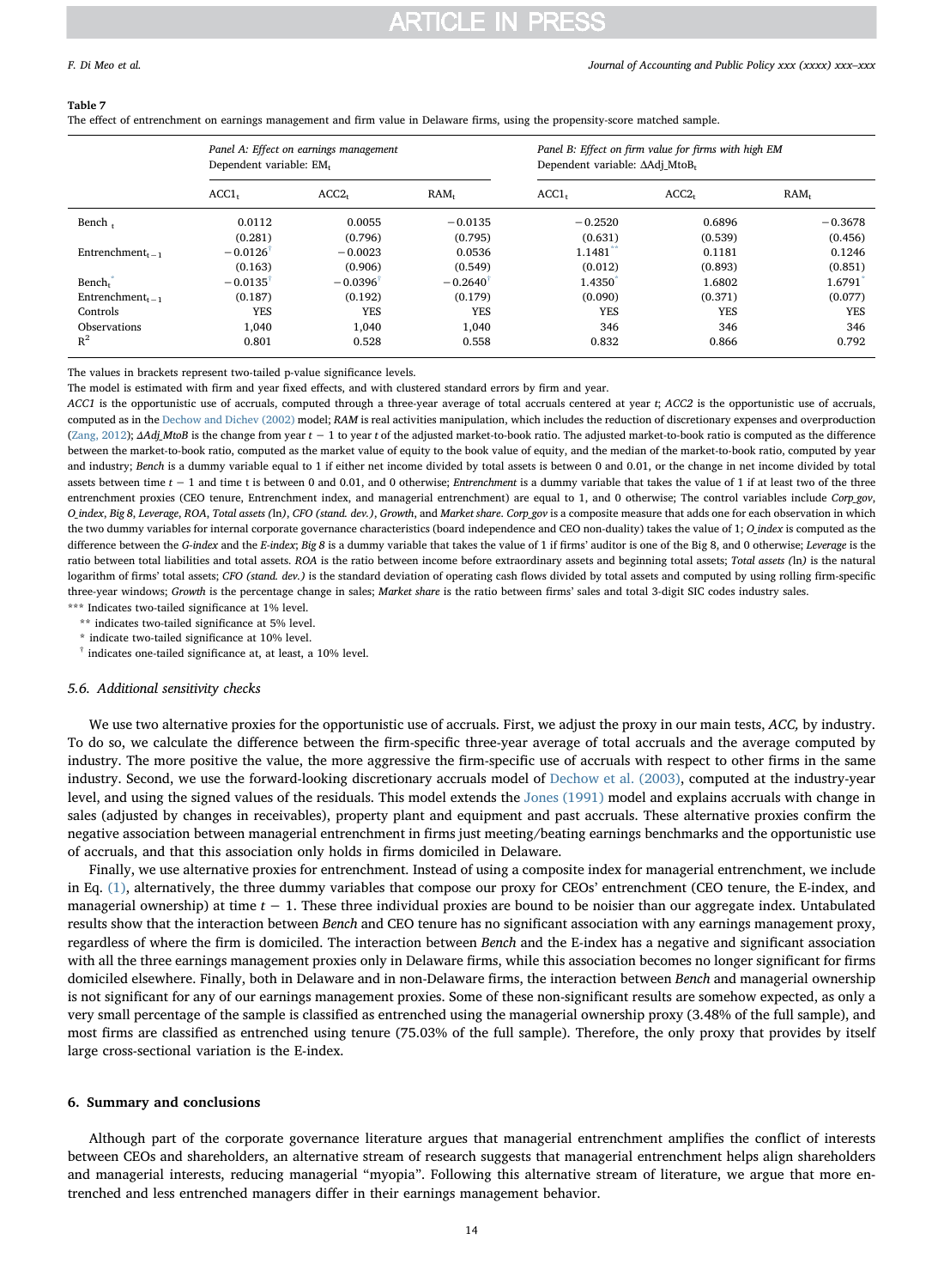**Table 7**
The effect of entrenchment on earnings management and firm value in Delaware firms, using the propensity-score matched sample.

| | Panel A: Effect on earnings management Dependent variable: $EM_t$ | | | Panel B: Effect on firm value for firms with high EM Dependent variable: $\Delta Adj\_MtoB_t$ | | |
|---|---|---|---|---|---|---|
| | $ACC1_t$ | $ACC2_t$ | $RAM_t$ | $ACC1_t$ | $ACC2_t$ | $RAM_t$ |
| $Bench_t$ | 0.0112 | 0.0055 | −0.0135 | −0.2520 | 0.6896 | −0.3678 |
| | (0.281) | (0.796) | (0.795) | (0.631) | (0.539) | (0.456) |
| $Entrenchment_{t-1}$ | −0.0126[†] | −0.0023 | 0.0536 | 1.1481[**] | 0.1181 | 0.1246 |
| | (0.163) | (0.906) | (0.549) | (0.012) | (0.893) | (0.851) |
| $Bench_t$* $Entrenchment_{t-1}$ | −0.0135[†] | −0.0396[†] | −0.2640[†] | 1.4350[*] | 1.6802 | 1.6791[*] |
| | (0.187) | (0.192) | (0.179) | (0.090) | (0.371) | (0.077) |
| Controls | YES | YES | YES | YES | YES | YES |
| Observations | 1,040 | 1,040 | 1,040 | 346 | 346 | 346 |
| $R^2$ | 0.801 | 0.528 | 0.558 | 0.832 | 0.866 | 0.792 |

The values in brackets represent two-tailed p-value significance levels.
The model is estimated with firm and year fixed effects, and with clustered standard errors by firm and year.
*ACC1* is the opportunistic use of accruals, computed through a three-year average of total accruals centered at year *t*; *ACC2* is the opportunistic use of accruals, computed as in the Dechow and Dichev (2002) model; *RAM* is real activities manipulation, which includes the reduction of discretionary expenses and overproduction (Zang, 2012); *ΔAdj_MtoB* is the change from year $t-1$ to year *t* of the adjusted market-to-book ratio. The adjusted market-to-book ratio is computed as the difference between the market-to-book ratio, computed as the market value of equity to the book value of equity, and the median of the market-to-book ratio, computed by year and industry; *Bench* is a dummy variable equal to 1 if either net income divided by total assets is between 0 and 0.01, or the change in net income divided by total assets between time $t-1$ and time t is between 0 and 0.01, and 0 otherwise; *Entrenchment* is a dummy variable that takes the value of 1 if at least two of the three entrenchment proxies (CEO tenure, Entrenchment index, and managerial entrenchment) are equal to 1, and 0 otherwise; The control variables include *Corp_gov*, *O_index*, *Big 8*, *Leverage*, *ROA*, *Total assets* (ln), *CFO (stand. dev.)*, *Growth*, and *Market share*. *Corp_gov* is a composite measure that adds one for each observation in which the two dummy variables for internal corporate governance characteristics (board independence and CEO non-duality) takes the value of 1; *O_index* is computed as the difference between the *G-index* and the *E-index*; *Big 8* is a dummy variable that takes the value of 1 if firms' auditor is one of the Big 8, and 0 otherwise; *Leverage* is the ratio between total liabilities and total assets. *ROA* is the ratio between income before extraordinary assets and beginning total assets; *Total assets (ln)* is the natural logarithm of firms' total assets; *CFO (stand. dev.)* is the standard deviation of operating cash flows divided by total assets and computed by using rolling firm-specific three-year windows; *Growth* is the percentage change in sales; *Market share* is the ratio between firms' sales and total 3-digit SIC codes industry sales.
*** Indicates two-tailed significance at 1% level.
** indicates two-tailed significance at 5% level.
* indicate two-tailed significance at 10% level.
† indicates one-tailed significance at, at least, a 10% level.

### 5.6. Additional sensitivity checks

We use two alternative proxies for the opportunistic use of accruals. First, we adjust the proxy in our main tests, *ACC,* by industry. To do so, we calculate the difference between the firm-specific three-year average of total accruals and the average computed by industry. The more positive the value, the more aggressive the firm-specific use of accruals with respect to other firms in the same industry. Second, we use the forward-looking discretionary accruals model of Dechow et al. (2003), computed at the industry-year level, and using the signed values of the residuals. This model extends the Jones (1991) model and explains accruals with change in sales (adjusted by changes in receivables), property plant and equipment and past accruals. These alternative proxies confirm the negative association between managerial entrenchment in firms just meeting/beating earnings benchmarks and the opportunistic use of accruals, and that this association only holds in firms domiciled in Delaware.

Finally, we use alternative proxies for entrenchment. Instead of using a composite index for managerial entrenchment, we include in Eq. (1), alternatively, the three dummy variables that compose our proxy for CEOs' entrenchment (CEO tenure, the E-index, and managerial ownership) at time $t-1$. These three individual proxies are bound to be noisier than our aggregate index. Untabulated results show that the interaction between *Bench* and CEO tenure has no significant association with any earnings management proxy, regardless of where the firm is domiciled. The interaction between *Bench* and the E-index has a negative and significant association with all the three earnings management proxies only in Delaware firms, while this association becomes no longer significant for firms domiciled elsewhere. Finally, both in Delaware and in non-Delaware firms, the interaction between *Bench* and managerial ownership is not significant for any of our earnings management proxies. Some of these non-significant results are somehow expected, as only a very small percentage of the sample is classified as entrenched using the managerial ownership proxy (3.48% of the full sample), and most firms are classified as entrenched using tenure (75.03% of the full sample). Therefore, the only proxy that provides by itself large cross-sectional variation is the E-index.

## 6. Summary and conclusions

Although part of the corporate governance literature argues that managerial entrenchment amplifies the conflict of interests between CEOs and shareholders, an alternative stream of research suggests that managerial entrenchment helps align shareholders and managerial interests, reducing managerial "myopia". Following this alternative stream of literature, we argue that more entrenched and less entrenched managers differ in their earnings management behavior.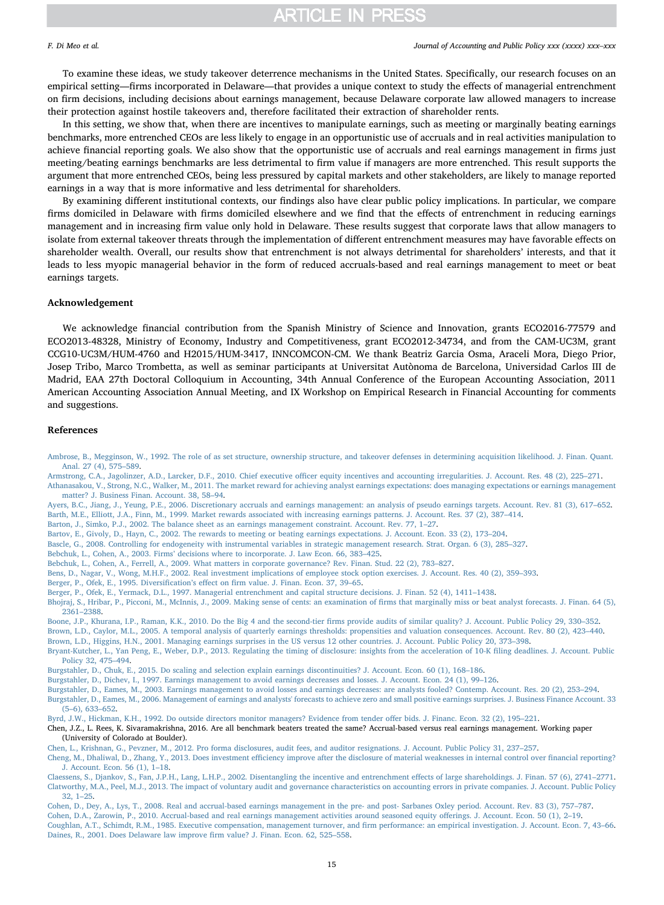To examine these ideas, we study takeover deterrence mechanisms in the United States. Specifically, our research focuses on an empirical setting—firms incorporated in Delaware—that provides a unique context to study the effects of managerial entrenchment on firm decisions, including decisions about earnings management, because Delaware corporate law allowed managers to increase their protection against hostile takeovers and, therefore facilitated their extraction of shareholder rents.

In this setting, we show that, when there are incentives to manipulate earnings, such as meeting or marginally beating earnings benchmarks, more entrenched CEOs are less likely to engage in an opportunistic use of accruals and in real activities manipulation to achieve financial reporting goals. We also show that the opportunistic use of accruals and real earnings management in firms just meeting/beating earnings benchmarks are less detrimental to firm value if managers are more entrenched. This result supports the argument that more entrenched CEOs, being less pressured by capital markets and other stakeholders, are likely to manage reported earnings in a way that is more informative and less detrimental for shareholders.

By examining different institutional contexts, our findings also have clear public policy implications. In particular, we compare firms domiciled in Delaware with firms domiciled elsewhere and we find that the effects of entrenchment in reducing earnings management and in increasing firm value only hold in Delaware. These results suggest that corporate laws that allow managers to isolate from external takeover threats through the implementation of different entrenchment measures may have favorable effects on shareholder wealth. Overall, our results show that entrenchment is not always detrimental for shareholders' interests, and that it leads to less myopic managerial behavior in the form of reduced accruals-based and real earnings management to meet or beat earnings targets.

## Acknowledgement

We acknowledge financial contribution from the Spanish Ministry of Science and Innovation, grants ECO2016-77579 and ECO2013-48328, Ministry of Economy, Industry and Competitiveness, grant ECO2012-34734, and from the CAM-UC3M, grant CCG10-UC3M/HUM-4760 and H2015/HUM-3417, INNCOMCON-CM. We thank Beatriz Garcia Osma, Araceli Mora, Diego Prior, Josep Tribo, Marco Trombetta, as well as seminar participants at Universitat Autònoma de Barcelona, Universidad Carlos III de Madrid, EAA 27th Doctoral Colloquium in Accounting, 34th Annual Conference of the European Accounting Association, 2011 American Accounting Association Annual Meeting, and IX Workshop on Empirical Research in Financial Accounting for comments and suggestions.

## References

Ambrose, B., Megginson, W., 1992. The role of as set structure, ownership structure, and takeover defenses in determining acquisition likelihood. J. Finan. Quant. Anal. 27 (4), 575–589.

Armstrong, C.A., Jagolinzer, A.D., Larcker, D.F., 2010. Chief executive officer equity incentives and accounting irregularities. J. Account. Res. 48 (2), 225–271.

Athanasakou, V., Strong, N.C., Walker, M., 2011. The market reward for achieving analyst earnings expectations: does managing expectations or earnings management matter? J. Business Finan. Account. 38, 58–94.

Ayers, B.C., Jiang, J., Yeung, P.E., 2006. Discretionary accruals and earnings management: an analysis of pseudo earnings targets. Account. Rev. 81 (3), 617–652.

Barth, M.E., Elliott, J.A., Finn, M., 1999. Market rewards associated with increasing earnings patterns. J. Account. Res. 37 (2), 387–414.

Barton, J., Simko, P.J., 2002. The balance sheet as an earnings management constraint. Account. Rev. 77, 1–27.

Bartov, E., Givoly, D., Hayn, C., 2002. The rewards to meeting or beating earnings expectations. J. Account. Econ. 33 (2), 173–204.

Bascle, G., 2008. Controlling for endogeneity with instrumental variables in strategic management research. Strat. Organ. 6 (3), 285–327.

Bebchuk, L., Cohen, A., 2003. Firms' decisions where to incorporate. J. Law Econ. 66, 383–425.

Bebchuk, L., Cohen, A., Ferrell, A., 2009. What matters in corporate governance? Rev. Finan. Stud. 22 (2), 783–827.

Bens, D., Nagar, V., Wong, M.H.F., 2002. Real investment implications of employee stock option exercises. J. Account. Res. 40 (2), 359–393.

Berger, P., Ofek, E., 1995. Diversification's effect on firm value. J. Finan. Econ. 37, 39–65.

Berger, P., Ofek, E., Yermack, D.L., 1997. Managerial entrenchment and capital structure decisions. J. Finan. 52 (4), 1411–1438.

Bhojraj, S., Hribar, P., Picconi, M., McInnis, J., 2009. Making sense of cents: an examination of firms that marginally miss or beat analyst forecasts. J. Finan. 64 (5), 2361–2388.

Boone, J.P., Khurana, I.P., Raman, K.K., 2010. Do the Big 4 and the second-tier firms provide audits of similar quality? J. Account. Public Policy 29, 330–352.

Brown, L.D., Caylor, M.L., 2005. A temporal analysis of quarterly earnings thresholds: propensities and valuation consequences. Account. Rev. 80 (2), 423–440.

Brown, L.D., Higgins, H.N., 2001. Managing earnings surprises in the US versus 12 other countries. J. Account. Public Policy 20, 373–398.

Bryant-Kutcher, L., Yan Peng, E., Weber, D.P., 2013. Regulating the timing of disclosure: insights from the acceleration of 10-K filing deadlines. J. Account. Public Policy 32, 475–494.

Burgstahler, D., Chuk, E., 2015. Do scaling and selection explain earnings discontinuities? J. Account. Econ. 60 (1), 168–186.

Burgstahler, D., Dichev, I., 1997. Earnings management to avoid earnings decreases and losses. J. Account. Econ. 24 (1), 99–126.

Burgstahler, D., Eames, M., 2003. Earnings management to avoid losses and earnings decreases: are analysts fooled? Contemp. Account. Res. 20 (2), 253–294.

Burgstahler, D., Eames, M., 2006. Management of earnings and analysts' forecasts to achieve zero and small positive earnings surprises. J. Business Finance Account. 33 (5–6), 633–652.

Byrd, J.W., Hickman, K.H., 1992. Do outside directors monitor managers? Evidence from tender offer bids. J. Financ. Econ. 32 (2), 195–221.

Chen, J.Z., L. Rees, K. Sivaramakrishna, 2016. Are all benchmark beaters treated the same? Accrual-based versus real earnings management. Working paper (University of Colorado at Boulder).

Chen, L., Krishnan, G., Pevzner, M., 2012. Pro forma disclosures, audit fees, and auditor resignations. J. Account. Public Policy 31, 237–257.

Cheng, M., Dhaliwal, D., Zhang, Y., 2013. Does investment efficiency improve after the disclosure of material weaknesses in internal control over financial reporting? J. Account. Econ. 56 (1), 1–18.

Claessens, S., Djankov, S., Fan, J.P.H., Lang, L.H.P., 2002. Disentangling the incentive and entrenchment effects of large shareholdings. J. Finan. 57 (6), 2741–2771.

Clatworthy, M.A., Peel, M.J., 2013. The impact of voluntary audit and governance characteristics on accounting errors in private companies. J. Account. Public Policy 32, 1–25.

Cohen, D., Dey, A., Lys, T., 2008. Real and accrual-based earnings management in the pre- and post- Sarbanes Oxley period. Account. Rev. 83 (3), 757–787.

Cohen, D.A., Zarowin, P., 2010. Accrual-based and real earnings management activities around seasoned equity offerings. J. Account. Econ. 50 (1), 2–19.

Coughlan, A.T., Schimdt, R.M., 1985. Executive compensation, management turnover, and firm performance: an empirical investigation. J. Account. Econ. 7, 43–66.

Daines, R., 2001. Does Delaware law improve firm value? J. Finan. Econ. 62, 525–558.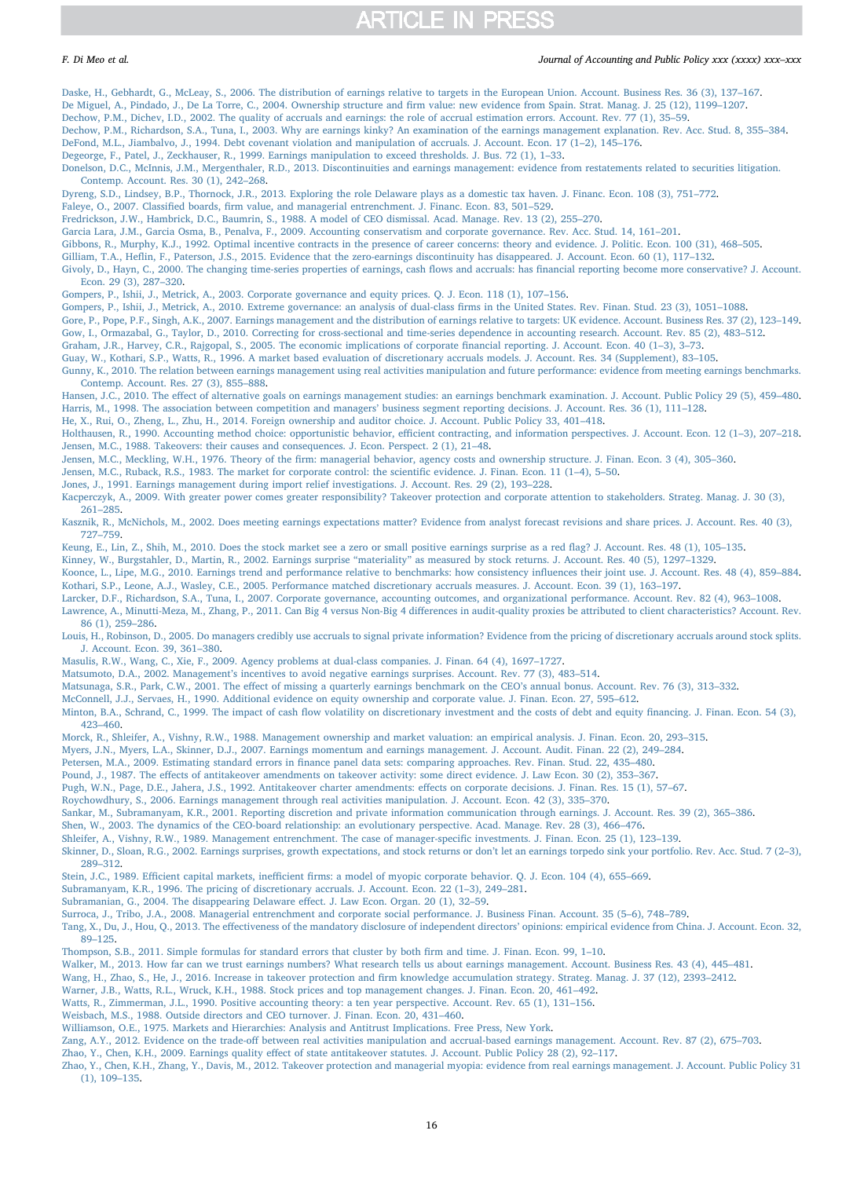Daske, H., Gebhardt, G., McLeay, S., 2006. The distribution of earnings relative to targets in the European Union. Account. Business Res. 36 (3), 137–167.

De Miguel, A., Pindado, J., De La Torre, C., 2004. Ownership structure and firm value: new evidence from Spain. Strat. Manag. J. 25 (12), 1199–1207.

Dechow, P.M., Dichev, I.D., 2002. The quality of accruals and earnings: the role of accrual estimation errors. Account. Rev. 77 (1), 35–59.

Dechow, P.M., Richardson, S.A., Tuna, I., 2003. Why are earnings kinky? An examination of the earnings management explanation. Rev. Acc. Stud. 8, 355–384.

DeFond, M.L., Jiambalvo, J., 1994. Debt covenant violation and manipulation of accruals. J. Account. Econ. 17 (1–2), 145–176.

Degeorge, F., Patel, J., Zeckhauser, R., 1999. Earnings manipulation to exceed thresholds. J. Bus. 72 (1), 1–33.

Donelson, D.C., McInnis, J.M., Mergenthaler, R.D., 2013. Discontinuities and earnings management: evidence from restatements related to securities litigation. Contemp. Account. Res. 30 (1), 242–268.

Dyreng, S.D., Lindsey, B.P., Thornock, J.R., 2013. Exploring the role Delaware plays as a domestic tax haven. J. Financ. Econ. 108 (3), 751–772.

Faleye, O., 2007. Classified boards, firm value, and managerial entrenchment. J. Financ. Econ. 83, 501–529.

Fredrickson, J.W., Hambrick, D.C., Baumrin, S., 1988. A model of CEO dismissal. Acad. Manage. Rev. 13 (2), 255–270.

Garcia Lara, J.M., Garcia Osma, B., Penalva, F., 2009. Accounting conservatism and corporate governance. Rev. Acc. Stud. 14, 161–201.

Gibbons, R., Murphy, K.J., 1992. Optimal incentive contracts in the presence of career concerns: theory and evidence. J. Politic. Econ. 100 (31), 468–505.

Gilliam, T.A., Heflin, F., Paterson, J.S., 2015. Evidence that the zero-earnings discontinuity has disappeared. J. Account. Econ. 60 (1), 117–132.

Givoly, D., Hayn, C., 2000. The changing time-series properties of earnings, cash flows and accruals: has financial reporting become more conservative? J. Account. Econ. 29 (3), 287–320.

Gompers, P., Ishii, J., Metrick, A., 2003. Corporate governance and equity prices. Q. J. Econ. 118 (1), 107–156.

Gompers, P., Ishii, J., Metrick, A., 2010. Extreme governance: an analysis of dual-class firms in the United States. Rev. Finan. Stud. 23 (3), 1051–1088.

Gore, P., Pope, P.F., Singh, A.K., 2007. Earnings management and the distribution of earnings relative to targets: UK evidence. Account. Business Res. 37 (2), 123–149.

Gow, I., Ormazabal, G., Taylor, D., 2010. Correcting for cross-sectional and time-series dependence in accounting research. Account. Rev. 85 (2), 483–512.

Graham, J.R., Harvey, C.R., Rajgopal, S., 2005. The economic implications of corporate financial reporting. J. Account. Econ. 40 (1–3), 3–73.

Guay, W., Kothari, S.P., Watts, R., 1996. A market based evaluation of discretionary accruals models. J. Account. Res. 34 (Supplement), 83–105.

Gunny, K., 2010. The relation between earnings management using real activities manipulation and future performance: evidence from meeting earnings benchmarks. Contemp. Account. Res. 27 (3), 855–888.

Hansen, J.C., 2010. The effect of alternative goals on earnings management studies: an earnings benchmark examination. J. Account. Public Policy 29 (5), 459–480.

Harris, M., 1998. The association between competition and managers' business segment reporting decisions. J. Account. Res. 36 (1), 111–128.

He, X., Rui, O., Zheng, L., Zhu, H., 2014. Foreign ownership and auditor choice. J. Account. Public Policy 33, 401–418.

Holthausen, R., 1990. Accounting method choice: opportunistic behavior, efficient contracting, and information perspectives. J. Account. Econ. 12 (1–3), 207–218.

Jensen, M.C., 1988. Takeovers: their causes and consequences. J. Econ. Perspect. 2 (1), 21–48.

Jensen, M.C., Meckling, W.H., 1976. Theory of the firm: managerial behavior, agency costs and ownership structure. J. Finan. Econ. 3 (4), 305–360.

Jensen, M.C., Ruback, R.S., 1983. The market for corporate control: the scientific evidence. J. Finan. Econ. 11 (1–4), 5–50.

Jones, J., 1991. Earnings management during import relief investigations. J. Account. Res. 29 (2), 193–228.

Kacperczyk, A., 2009. With greater power comes greater responsibility? Takeover protection and corporate attention to stakeholders. Strateg. Manag. J. 30 (3), 261–285.

Kasznik, R., McNichols, M., 2002. Does meeting earnings expectations matter? Evidence from analyst forecast revisions and share prices. J. Account. Res. 40 (3), 727–759.

Keung, E., Lin, Z., Shih, M., 2010. Does the stock market see a zero or small positive earnings surprise as a red flag? J. Account. Res. 48 (1), 105–135.

Kinney, W., Burgstahler, D., Martin, R., 2002. Earnings surprise "materiality" as measured by stock returns. J. Account. Res. 40 (5), 1297–1329.

Koonce, L., Lipe, M.G., 2010. Earnings trend and performance relative to benchmarks: how consistency influences their joint use. J. Account. Res. 48 (4), 859–884.

Kothari, S.P., Leone, A.J., Wasley, C.E., 2005. Performance matched discretionary accruals measures. J. Account. Econ. 39 (1), 163–197.

Larcker, D.F., Richardson, S.A., Tuna, I., 2007. Corporate governance, accounting outcomes, and organizational performance. Account. Rev. 82 (4), 963–1008.

Lawrence, A., Minutti-Meza, M., Zhang, P., 2011. Can Big 4 versus Non-Big 4 differences in audit-quality proxies be attributed to client characteristics? Account. Rev. 86 (1), 259–286.

Louis, H., Robinson, D., 2005. Do managers credibly use accruals to signal private information? Evidence from the pricing of discretionary accruals around stock splits. J. Account. Econ. 39, 361–380.

Masulis, R.W., Wang, C., Xie, F., 2009. Agency problems at dual-class companies. J. Finan. 64 (4), 1697–1727.

Matsumoto, D.A., 2002. Management's incentives to avoid negative earnings surprises. Account. Rev. 77 (3), 483–514.

Matsunaga, S.R., Park, C.W., 2001. The effect of missing a quarterly earnings benchmark on the CEO's annual bonus. Account. Rev. 76 (3), 313–332.

McConnell, J.J., Servaes, H., 1990. Additional evidence on equity ownership and corporate value. J. Finan. Econ. 27, 595–612.

Minton, B.A., Schrand, C., 1999. The impact of cash flow volatility on discretionary investment and the costs of debt and equity financing. J. Finan. Econ. 54 (3), 423–460.

Morck, R., Shleifer, A., Vishny, R.W., 1988. Management ownership and market valuation: an empirical analysis. J. Finan. Econ. 20, 293–315.

Myers, J.N., Myers, L.A., Skinner, D.J., 2007. Earnings momentum and earnings management. J. Account. Audit. Finan. 22 (2), 249–284.

Petersen, M.A., 2009. Estimating standard errors in finance panel data sets: comparing approaches. Rev. Finan. Stud. 22, 435–480.

Pound, J., 1987. The effects of antitakeover amendments on takeover activity: some direct evidence. J. Law Econ. 30 (2), 353–367.

Pugh, W.N., Page, D.E., Jahera, J.S., 1992. Antitakeover charter amendments: effects on corporate decisions. J. Finan. Res. 15 (1), 57–67.

Roychowdhury, S., 2006. Earnings management through real activities manipulation. J. Account. Econ. 42 (3), 335–370.

Sankar, M., Subramanyam, K.R., 2001. Reporting discretion and private information communication through earnings. J. Account. Res. 39 (2), 365–386.

Shen, W., 2003. The dynamics of the CEO-board relationship: an evolutionary perspective. Acad. Manage. Rev. 28 (3), 466–476.

Shleifer, A., Vishny, R.W., 1989. Management entrenchment. The case of manager-specific investments. J. Finan. Econ. 25 (1), 123–139.

Skinner, D., Sloan, R.G., 2002. Earnings surprises, growth expectations, and stock returns or don't let an earnings torpedo sink your portfolio. Rev. Acc. Stud. 7 (2–3), 289–312.

Stein, J.C., 1989. Efficient capital markets, inefficient firms: a model of myopic corporate behavior. Q. J. Econ. 104 (4), 655–669.

Subramanyam, K.R., 1996. The pricing of discretionary accruals. J. Account. Econ. 22 (1–3), 249–281.

Subramanian, G., 2004. The disappearing Delaware effect. J. Law Econ. Organ. 20 (1), 32–59.

Surroca, J., Tribo, J.A., 2008. Managerial entrenchment and corporate social performance. J. Business Finan. Account. 35 (5–6), 748–789.

Tang, X., Du, J., Hou, Q., 2013. The effectiveness of the mandatory disclosure of independent directors' opinions: empirical evidence from China. J. Account. Econ. 32, 89–125.

Thompson, S.B., 2011. Simple formulas for standard errors that cluster by both firm and time. J. Finan. Econ. 99, 1–10.

Walker, M., 2013. How far can we trust earnings numbers? What research tells us about earnings management. Account. Business Res. 43 (4), 445–481.

Wang, H., Zhao, S., He, J., 2016. Increase in takeover protection and firm knowledge accumulation strategy. Strateg. Manag. J. 37 (12), 2393–2412.

Warner, J.B., Watts, R.L., Wruck, K.H., 1988. Stock prices and top management changes. J. Finan. Econ. 20, 461–492.

Watts, R., Zimmerman, J.L., 1990. Positive accounting theory: a ten year perspective. Account. Rev. 65 (1), 131–156.

Weisbach, M.S., 1988. Outside directors and CEO turnover. J. Finan. Econ. 20, 431–460.

Williamson, O.E., 1975. Markets and Hierarchies: Analysis and Antitrust Implications. Free Press, New York.

Zang, A.Y., 2012. Evidence on the trade-off between real activities manipulation and accrual-based earnings management. Account. Rev. 87 (2), 675–703.

Zhao, Y., Chen, K.H., 2009. Earnings quality effect of state antitakeover statutes. J. Account. Public Policy 28 (2), 92–117.

Zhao, Y., Chen, K.H., Zhang, Y., Davis, M., 2012. Takeover protection and managerial myopia: evidence from real earnings management. J. Account. Public Policy 31 (1), 109–135.